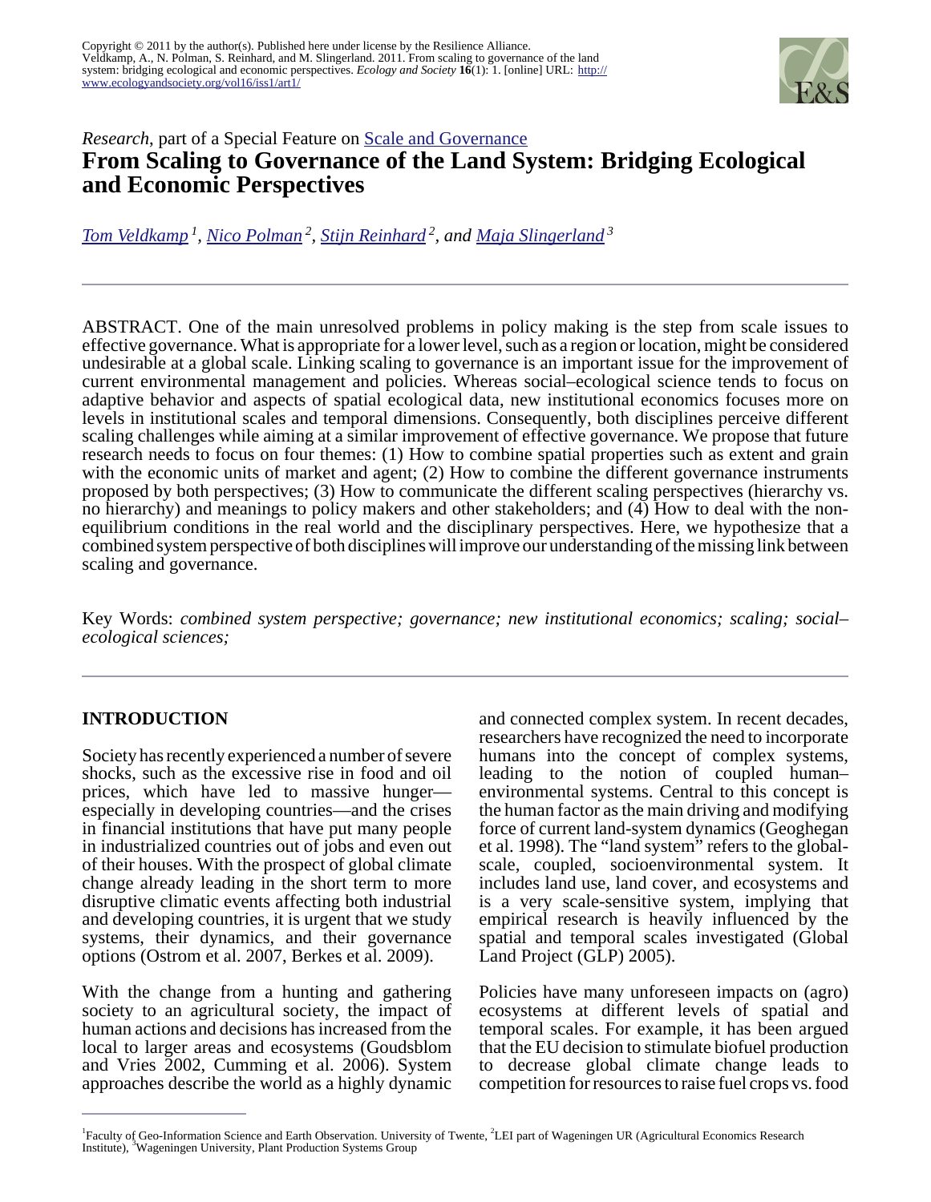Copyright © 2011 by the author(s). Published here under license by the Resilience Alliance.
Veldkamp, A., N. Polman, S. Reinhard, and M. Slingerland. 2011. From scaling to governance of the land system: bridging ecological and economic perspectives. *Ecology and Society* **16**(1): 1. [online] URL: http://www.ecologyandsociety.org/vol16/iss1/art1/

*Research*, part of a Special Feature on Scale and Governance

# From Scaling to Governance of the Land System: Bridging Ecological and Economic Perspectives

*Tom Veldkamp* [1], *Nico Polman* [2], *Stijn Reinhard* [2], *and Maja Slingerland* [3]

ABSTRACT. One of the main unresolved problems in policy making is the step from scale issues to effective governance. What is appropriate for a lower level, such as a region or location, might be considered undesirable at a global scale. Linking scaling to governance is an important issue for the improvement of current environmental management and policies. Whereas social–ecological science tends to focus on adaptive behavior and aspects of spatial ecological data, new institutional economics focuses more on levels in institutional scales and temporal dimensions. Consequently, both disciplines perceive different scaling challenges while aiming at a similar improvement of effective governance. We propose that future research needs to focus on four themes: (1) How to combine spatial properties such as extent and grain with the economic units of market and agent; (2) How to combine the different governance instruments proposed by both perspectives; (3) How to communicate the different scaling perspectives (hierarchy vs. no hierarchy) and meanings to policy makers and other stakeholders; and (4) How to deal with the non-equilibrium conditions in the real world and the disciplinary perspectives. Here, we hypothesize that a combined system perspective of both disciplines will improve our understanding of the missing link between scaling and governance.

Key Words: *combined system perspective; governance; new institutional economics; scaling; social–ecological sciences;*

## INTRODUCTION

Society has recently experienced a number of severe shocks, such as the excessive rise in food and oil prices, which have led to massive hunger—especially in developing countries—and the crises in financial institutions that have put many people in industrialized countries out of jobs and even out of their houses. With the prospect of global climate change already leading in the short term to more disruptive climatic events affecting both industrial and developing countries, it is urgent that we study systems, their dynamics, and their governance options (Ostrom et al. 2007, Berkes et al. 2009).

With the change from a hunting and gathering society to an agricultural society, the impact of human actions and decisions has increased from the local to larger areas and ecosystems (Goudsblom and Vries 2002, Cumming et al. 2006). System approaches describe the world as a highly dynamic and connected complex system. In recent decades, researchers have recognized the need to incorporate humans into the concept of complex systems, leading to the notion of coupled human–environmental systems. Central to this concept is the human factor as the main driving and modifying force of current land-system dynamics (Geoghegan et al. 1998). The "land system" refers to the global-scale, coupled, socioenvironmental system. It includes land use, land cover, and ecosystems and is a very scale-sensitive system, implying that empirical research is heavily influenced by the spatial and temporal scales investigated (Global Land Project (GLP) 2005).

Policies have many unforeseen impacts on (agro) ecosystems at different levels of spatial and temporal scales. For example, it has been argued that the EU decision to stimulate biofuel production to decrease global climate change leads to competition for resources to raise fuel crops vs. food

[1] Faculty of Geo-Information Science and Earth Observation. University of Twente, [2] LEI part of Wageningen UR (Agricultural Economics Research Institute), [3] Wageningen University, Plant Production Systems Group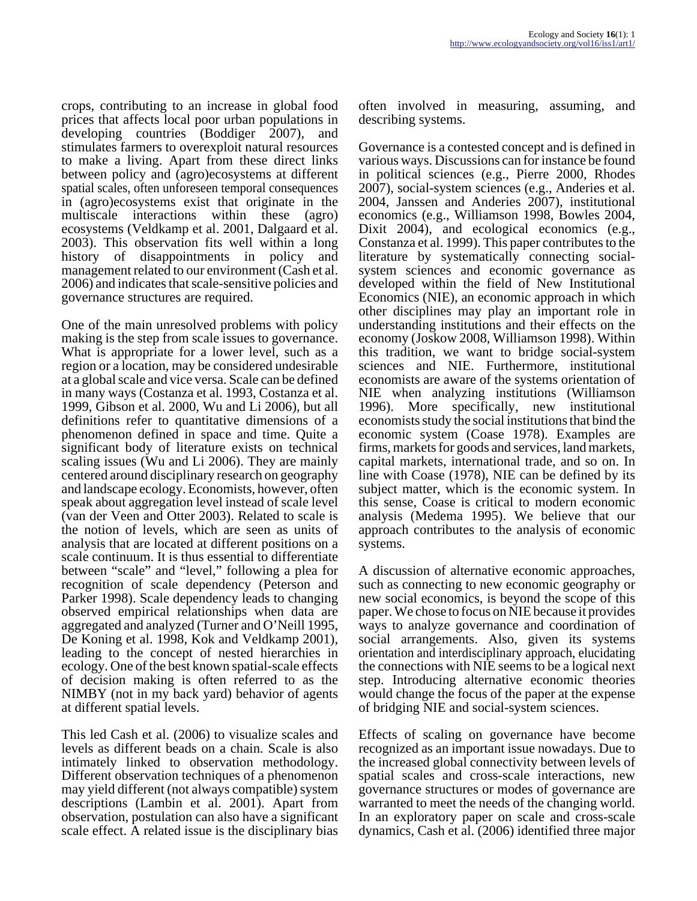crops, contributing to an increase in global food prices that affects local poor urban populations in developing countries (Boddiger 2007), and stimulates farmers to overexploit natural resources to make a living. Apart from these direct links between policy and (agro)ecosystems at different spatial scales, often unforeseen temporal consequences in (agro)ecosystems exist that originate in the multiscale interactions within these (agro) ecosystems (Veldkamp et al. 2001, Dalgaard et al. 2003). This observation fits well within a long history of disappointments in policy and management related to our environment (Cash et al. 2006) and indicates that scale-sensitive policies and governance structures are required.

One of the main unresolved problems with policy making is the step from scale issues to governance. What is appropriate for a lower level, such as a region or a location, may be considered undesirable at a global scale and vice versa. Scale can be defined in many ways (Costanza et al. 1993, Costanza et al. 1999, Gibson et al. 2000, Wu and Li 2006), but all definitions refer to quantitative dimensions of a phenomenon defined in space and time. Quite a significant body of literature exists on technical scaling issues (Wu and Li 2006). They are mainly centered around disciplinary research on geography and landscape ecology. Economists, however, often speak about aggregation level instead of scale level (van der Veen and Otter 2003). Related to scale is the notion of levels, which are seen as units of analysis that are located at different positions on a scale continuum. It is thus essential to differentiate between "scale" and "level," following a plea for recognition of scale dependency (Peterson and Parker 1998). Scale dependency leads to changing observed empirical relationships when data are aggregated and analyzed (Turner and O'Neill 1995, De Koning et al. 1998, Kok and Veldkamp 2001), leading to the concept of nested hierarchies in ecology. One of the best known spatial-scale effects of decision making is often referred to as the NIMBY (not in my back yard) behavior of agents at different spatial levels.

This led Cash et al. (2006) to visualize scales and levels as different beads on a chain. Scale is also intimately linked to observation methodology. Different observation techniques of a phenomenon may yield different (not always compatible) system descriptions (Lambin et al. 2001). Apart from observation, postulation can also have a significant scale effect. A related issue is the disciplinary bias often involved in measuring, assuming, and describing systems.

Governance is a contested concept and is defined in various ways. Discussions can for instance be found in political sciences (e.g., Pierre 2000, Rhodes 2007), social-system sciences (e.g., Anderies et al. 2004, Janssen and Anderies 2007), institutional economics (e.g., Williamson 1998, Bowles 2004, Dixit 2004), and ecological economics (e.g., Constanza et al. 1999). This paper contributes to the literature by systematically connecting social-system sciences and economic governance as developed within the field of New Institutional Economics (NIE), an economic approach in which other disciplines may play an important role in understanding institutions and their effects on the economy (Joskow 2008, Williamson 1998). Within this tradition, we want to bridge social-system sciences and NIE. Furthermore, institutional economists are aware of the systems orientation of NIE when analyzing institutions (Williamson 1996). More specifically, new institutional economists study the social institutions that bind the economic system (Coase 1978). Examples are firms, markets for goods and services, land markets, capital markets, international trade, and so on. In line with Coase (1978), NIE can be defined by its subject matter, which is the economic system. In this sense, Coase is critical to modern economic analysis (Medema 1995). We believe that our approach contributes to the analysis of economic systems.

A discussion of alternative economic approaches, such as connecting to new economic geography or new social economics, is beyond the scope of this paper. We chose to focus on NIE because it provides ways to analyze governance and coordination of social arrangements. Also, given its systems orientation and interdisciplinary approach, elucidating the connections with NIE seems to be a logical next step. Introducing alternative economic theories would change the focus of the paper at the expense of bridging NIE and social-system sciences.

Effects of scaling on governance have become recognized as an important issue nowadays. Due to the increased global connectivity between levels of spatial scales and cross-scale interactions, new governance structures or modes of governance are warranted to meet the needs of the changing world. In an exploratory paper on scale and cross-scale dynamics, Cash et al. (2006) identified three major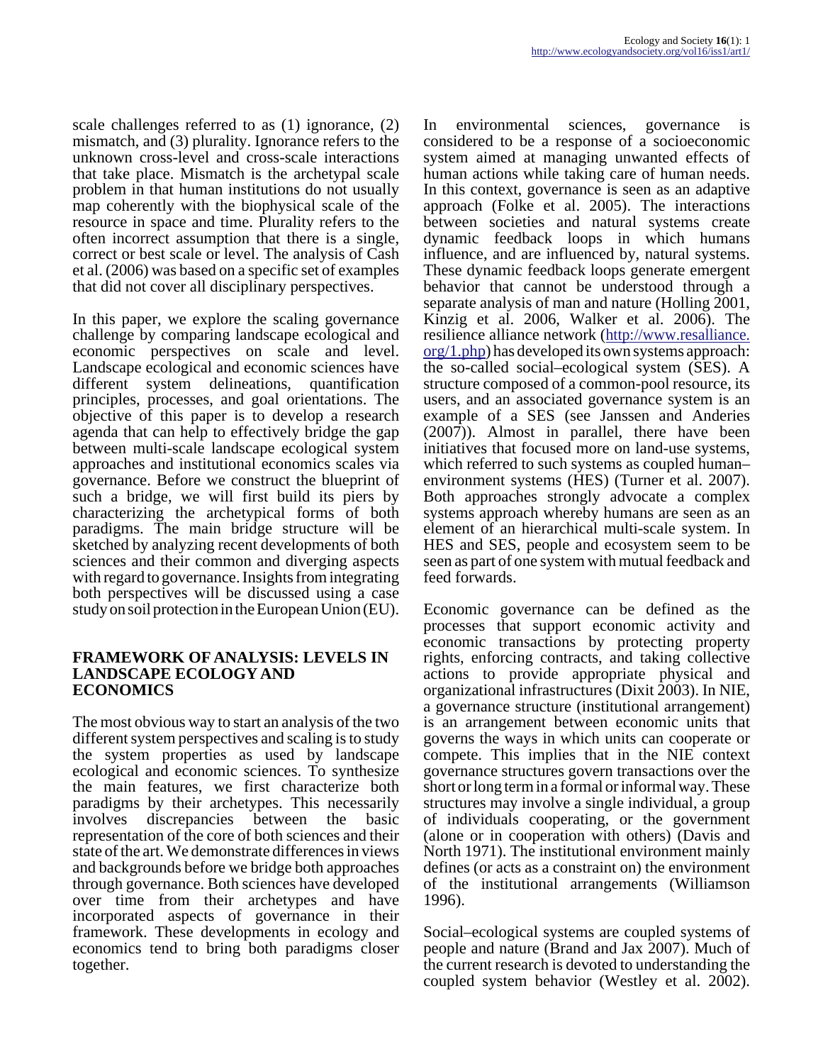scale challenges referred to as (1) ignorance, (2) mismatch, and (3) plurality. Ignorance refers to the unknown cross-level and cross-scale interactions that take place. Mismatch is the archetypal scale problem in that human institutions do not usually map coherently with the biophysical scale of the resource in space and time. Plurality refers to the often incorrect assumption that there is a single, correct or best scale or level. The analysis of Cash et al. (2006) was based on a specific set of examples that did not cover all disciplinary perspectives.

In this paper, we explore the scaling governance challenge by comparing landscape ecological and economic perspectives on scale and level. Landscape ecological and economic sciences have different system delineations, quantification principles, processes, and goal orientations. The objective of this paper is to develop a research agenda that can help to effectively bridge the gap between multi-scale landscape ecological system approaches and institutional economics scales via governance. Before we construct the blueprint of such a bridge, we will first build its piers by characterizing the archetypical forms of both paradigms. The main bridge structure will be sketched by analyzing recent developments of both sciences and their common and diverging aspects with regard to governance. Insights from integrating both perspectives will be discussed using a case study on soil protection in the European Union (EU).

## FRAMEWORK OF ANALYSIS: LEVELS IN LANDSCAPE ECOLOGY AND ECONOMICS

The most obvious way to start an analysis of the two different system perspectives and scaling is to study the system properties as used by landscape ecological and economic sciences. To synthesize the main features, we first characterize both paradigms by their archetypes. This necessarily involves discrepancies between the basic representation of the core of both sciences and their state of the art. We demonstrate differences in views and backgrounds before we bridge both approaches through governance. Both sciences have developed over time from their archetypes and have incorporated aspects of governance in their framework. These developments in ecology and economics tend to bring both paradigms closer together.

In environmental sciences, governance is considered to be a response of a socioeconomic system aimed at managing unwanted effects of human actions while taking care of human needs. In this context, governance is seen as an adaptive approach (Folke et al. 2005). The interactions between societies and natural systems create dynamic feedback loops in which humans influence, and are influenced by, natural systems. These dynamic feedback loops generate emergent behavior that cannot be understood through a separate analysis of man and nature (Holling 2001, Kinzig et al. 2006, Walker et al. 2006). The resilience alliance network (http://www.resalliance.org/1.php) has developed its own systems approach: the so-called social–ecological system (SES). A structure composed of a common-pool resource, its users, and an associated governance system is an example of a SES (see Janssen and Anderies (2007)). Almost in parallel, there have been initiatives that focused more on land-use systems, which referred to such systems as coupled human–environment systems (HES) (Turner et al. 2007). Both approaches strongly advocate a complex systems approach whereby humans are seen as an element of an hierarchical multi-scale system. In HES and SES, people and ecosystem seem to be seen as part of one system with mutual feedback and feed forwards.

Economic governance can be defined as the processes that support economic activity and economic transactions by protecting property rights, enforcing contracts, and taking collective actions to provide appropriate physical and organizational infrastructures (Dixit 2003). In NIE, a governance structure (institutional arrangement) is an arrangement between economic units that governs the ways in which units can cooperate or compete. This implies that in the NIE context governance structures govern transactions over the short or long term in a formal or informal way. These structures may involve a single individual, a group of individuals cooperating, or the government (alone or in cooperation with others) (Davis and North 1971). The institutional environment mainly defines (or acts as a constraint on) the environment of the institutional arrangements (Williamson 1996).

Social–ecological systems are coupled systems of people and nature (Brand and Jax 2007). Much of the current research is devoted to understanding the coupled system behavior (Westley et al. 2002).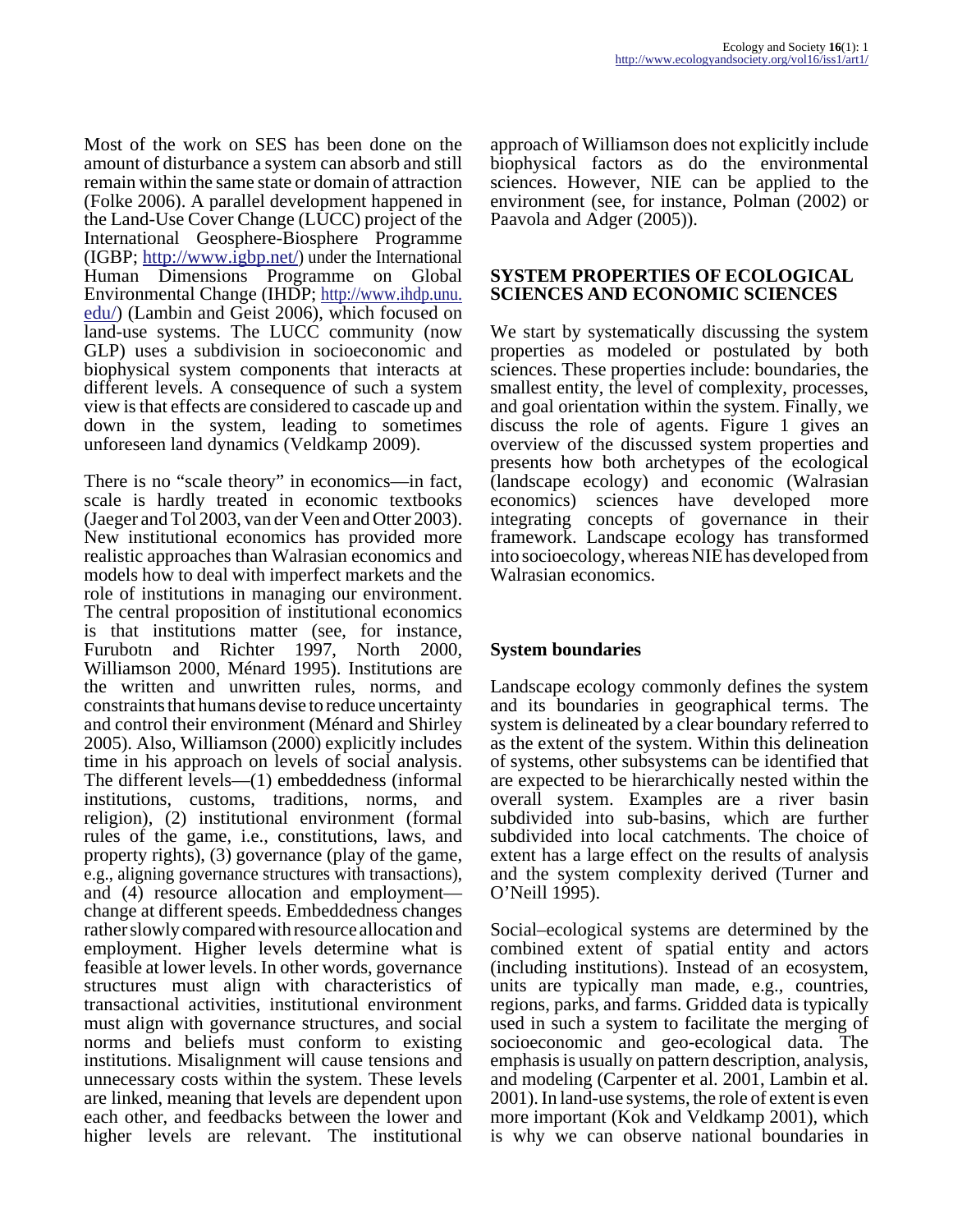Most of the work on SES has been done on the amount of disturbance a system can absorb and still remain within the same state or domain of attraction (Folke 2006). A parallel development happened in the Land-Use Cover Change (LUCC) project of the International Geosphere-Biosphere Programme (IGBP; http://www.igbp.net/) under the International Human Dimensions Programme on Global Environmental Change (IHDP; http://www.ihdp.unu.edu/) (Lambin and Geist 2006), which focused on land-use systems. The LUCC community (now GLP) uses a subdivision in socioeconomic and biophysical system components that interacts at different levels. A consequence of such a system view is that effects are considered to cascade up and down in the system, leading to sometimes unforeseen land dynamics (Veldkamp 2009).

There is no "scale theory" in economics—in fact, scale is hardly treated in economic textbooks (Jaeger and Tol 2003, van der Veen and Otter 2003). New institutional economics has provided more realistic approaches than Walrasian economics and models how to deal with imperfect markets and the role of institutions in managing our environment. The central proposition of institutional economics is that institutions matter (see, for instance, Furubotn and Richter 1997, North 2000, Williamson 2000, Ménard 1995). Institutions are the written and unwritten rules, norms, and constraints that humans devise to reduce uncertainty and control their environment (Ménard and Shirley 2005). Also, Williamson (2000) explicitly includes time in his approach on levels of social analysis. The different levels—(1) embeddedness (informal institutions, customs, traditions, norms, and religion), (2) institutional environment (formal rules of the game, i.e., constitutions, laws, and property rights), (3) governance (play of the game, e.g., aligning governance structures with transactions), and (4) resource allocation and employment—change at different speeds. Embeddedness changes rather slowly compared with resource allocation and employment. Higher levels determine what is feasible at lower levels. In other words, governance structures must align with characteristics of transactional activities, institutional environment must align with governance structures, and social norms and beliefs must conform to existing institutions. Misalignment will cause tensions and unnecessary costs within the system. These levels are linked, meaning that levels are dependent upon each other, and feedbacks between the lower and higher levels are relevant. The institutional approach of Williamson does not explicitly include biophysical factors as do the environmental sciences. However, NIE can be applied to the environment (see, for instance, Polman (2002) or Paavola and Adger (2005)).

## SYSTEM PROPERTIES OF ECOLOGICAL SCIENCES AND ECONOMIC SCIENCES

We start by systematically discussing the system properties as modeled or postulated by both sciences. These properties include: boundaries, the smallest entity, the level of complexity, processes, and goal orientation within the system. Finally, we discuss the role of agents. Figure 1 gives an overview of the discussed system properties and presents how both archetypes of the ecological (landscape ecology) and economic (Walrasian economics) sciences have developed more integrating concepts of governance in their framework. Landscape ecology has transformed into socioecology, whereas NIE has developed from Walrasian economics.

### System boundaries

Landscape ecology commonly defines the system and its boundaries in geographical terms. The system is delineated by a clear boundary referred to as the extent of the system. Within this delineation of systems, other subsystems can be identified that are expected to be hierarchically nested within the overall system. Examples are a river basin subdivided into sub-basins, which are further subdivided into local catchments. The choice of extent has a large effect on the results of analysis and the system complexity derived (Turner and O'Neill 1995).

Social–ecological systems are determined by the combined extent of spatial entity and actors (including institutions). Instead of an ecosystem, units are typically man made, e.g., countries, regions, parks, and farms. Gridded data is typically used in such a system to facilitate the merging of socioeconomic and geo-ecological data. The emphasis is usually on pattern description, analysis, and modeling (Carpenter et al. 2001, Lambin et al. 2001). In land-use systems, the role of extent is even more important (Kok and Veldkamp 2001), which is why we can observe national boundaries in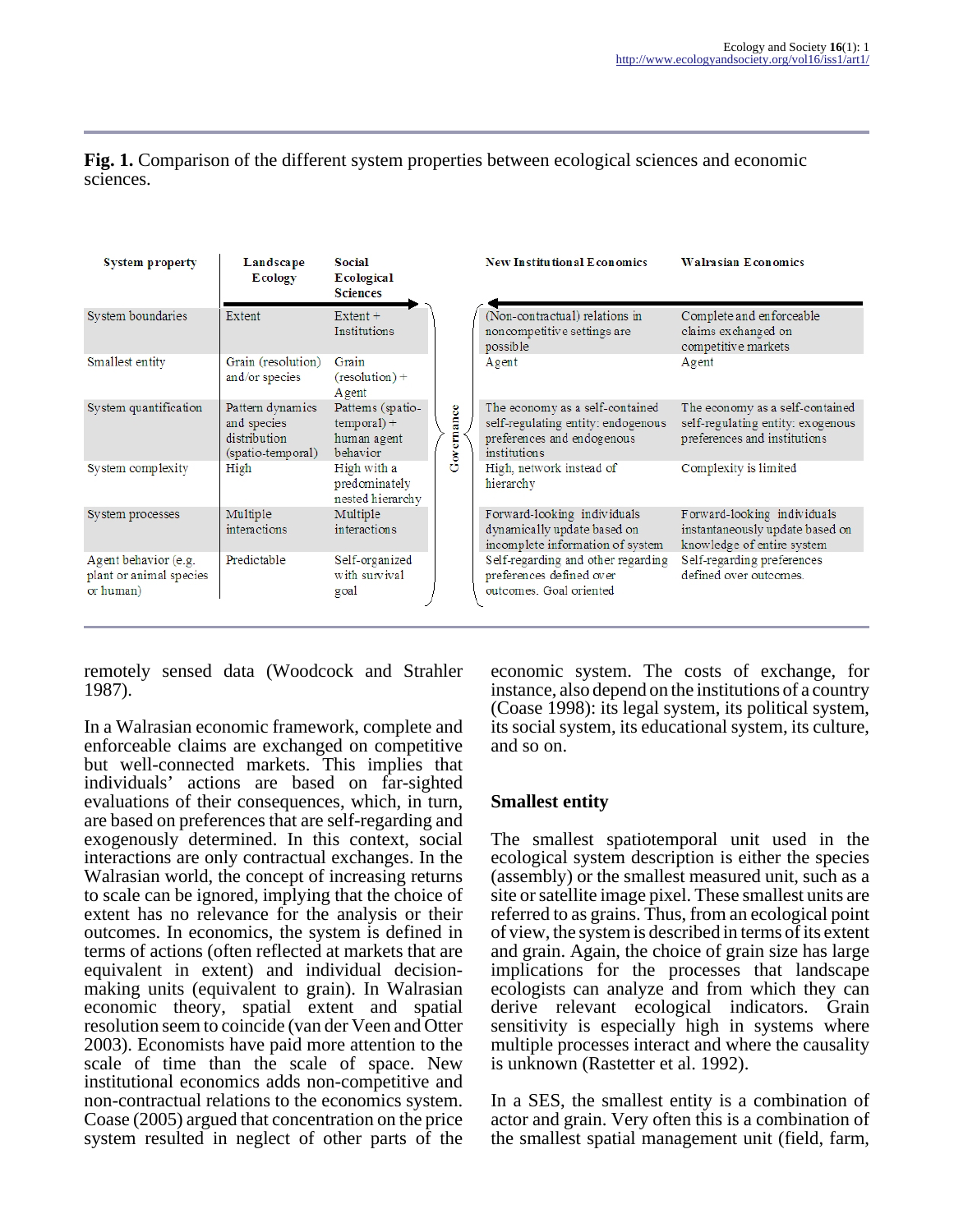**Fig. 1.** Comparison of the different system properties between ecological sciences and economic sciences.

| System property | Landscape Ecology | Social Ecological Sciences | | New Institutional Economics | Walrasian Economics |
|---|---|---|---|---|---|
| System boundaries | Extent | Extent + Institutions | Governance | (Non-contractual) relations in noncompetitive settings are possible | Complete and enforceable claims exchanged on competitive markets |
| Smallest entity | Grain (resolution) and/or species | Grain (resolution) + Agent | | Agent | Agent |
| System quantification | Pattern dynamics and species distribution (spatio-temporal) | Patterns (spatio-temporal) + human agent behavior | | The economy as a self-contained self-regulating entity: endogenous preferences and endogenous institutions | The economy as a self-contained self-regulating entity: exogenous preferences and institutions |
| System complexity | High | High with a predominately nested hierarchy | | High, network instead of hierarchy | Complexity is limited |
| System processes | Multiple interactions | Multiple interactions | | Forward-looking individuals dynamically update based on incomplete information of system | Forward-looking individuals instantaneously update based on knowledge of entire system |
| Agent behavior (e.g. plant or animal species or human) | Predictable | Self-organized with survival goal | | Self-regarding and other regarding preferences defined over outcomes. Goal oriented | Self-regarding preferences defined over outcomes. |

remotely sensed data (Woodcock and Strahler 1987).

In a Walrasian economic framework, complete and enforceable claims are exchanged on competitive but well-connected markets. This implies that individuals' actions are based on far-sighted evaluations of their consequences, which, in turn, are based on preferences that are self-regarding and exogenously determined. In this context, social interactions are only contractual exchanges. In the Walrasian world, the concept of increasing returns to scale can be ignored, implying that the choice of extent has no relevance for the analysis or their outcomes. In economics, the system is defined in terms of actions (often reflected at markets that are equivalent in extent) and individual decision-making units (equivalent to grain). In Walrasian economic theory, spatial extent and spatial resolution seem to coincide (van der Veen and Otter 2003). Economists have paid more attention to the scale of time than the scale of space. New institutional economics adds non-competitive and non-contractual relations to the economics system. Coase (2005) argued that concentration on the price system resulted in neglect of other parts of the economic system. The costs of exchange, for instance, also depend on the institutions of a country (Coase 1998): its legal system, its political system, its social system, its educational system, its culture, and so on.

### Smallest entity

The smallest spatiotemporal unit used in the ecological system description is either the species (assembly) or the smallest measured unit, such as a site or satellite image pixel. These smallest units are referred to as grains. Thus, from an ecological point of view, the system is described in terms of its extent and grain. Again, the choice of grain size has large implications for the processes that landscape ecologists can analyze and from which they can derive relevant ecological indicators. Grain sensitivity is especially high in systems where multiple processes interact and where the causality is unknown (Rastetter et al. 1992).

In a SES, the smallest entity is a combination of actor and grain. Very often this is a combination of the smallest spatial management unit (field, farm,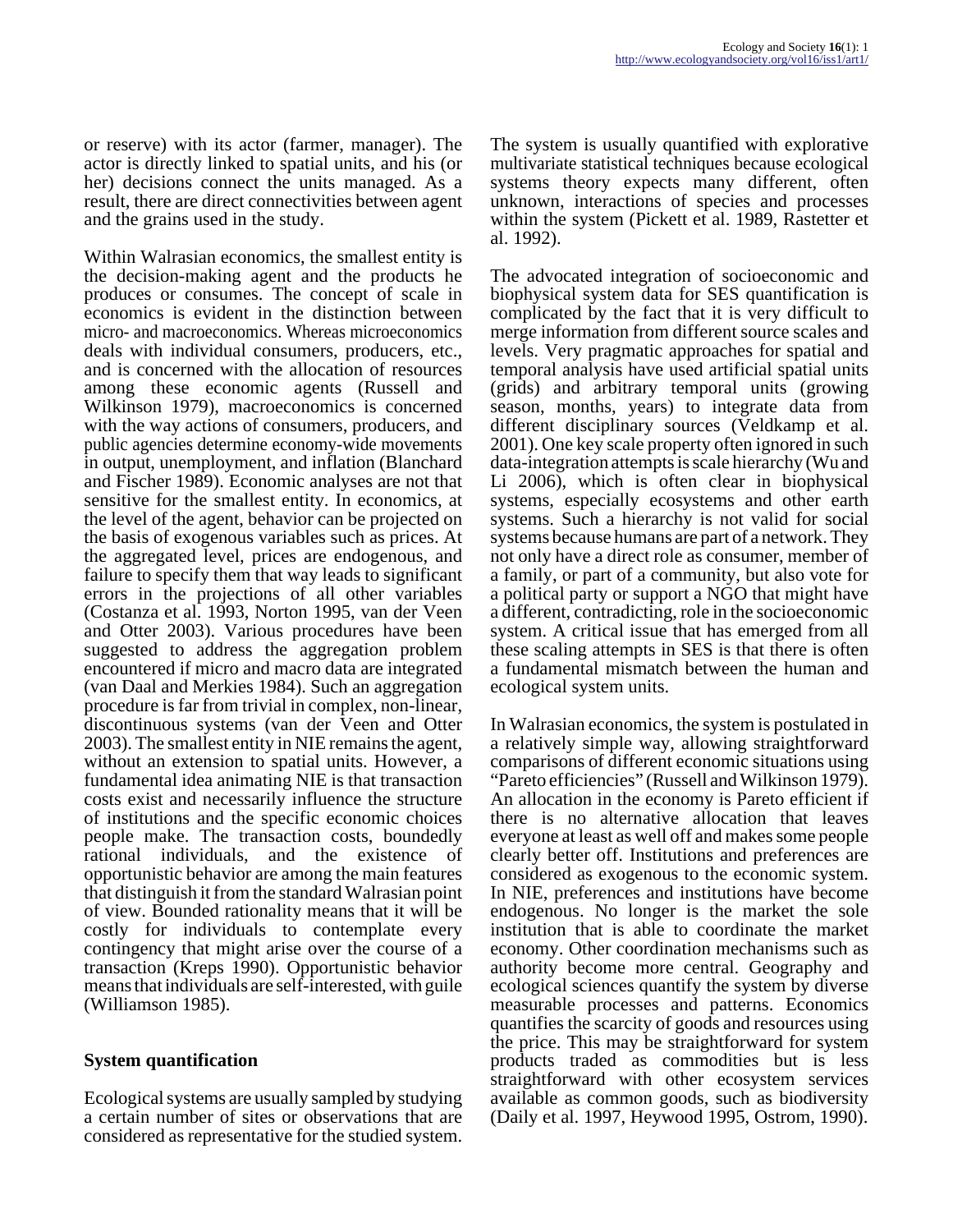or reserve) with its actor (farmer, manager). The actor is directly linked to spatial units, and his (or her) decisions connect the units managed. As a result, there are direct connectivities between agent and the grains used in the study.

Within Walrasian economics, the smallest entity is the decision-making agent and the products he produces or consumes. The concept of scale in economics is evident in the distinction between micro- and macroeconomics. Whereas microeconomics deals with individual consumers, producers, etc., and is concerned with the allocation of resources among these economic agents (Russell and Wilkinson 1979), macroeconomics is concerned with the way actions of consumers, producers, and public agencies determine economy-wide movements in output, unemployment, and inflation (Blanchard and Fischer 1989). Economic analyses are not that sensitive for the smallest entity. In economics, at the level of the agent, behavior can be projected on the basis of exogenous variables such as prices. At the aggregated level, prices are endogenous, and failure to specify them that way leads to significant errors in the projections of all other variables (Costanza et al. 1993, Norton 1995, van der Veen and Otter 2003). Various procedures have been suggested to address the aggregation problem encountered if micro and macro data are integrated (van Daal and Merkies 1984). Such an aggregation procedure is far from trivial in complex, non-linear, discontinuous systems (van der Veen and Otter 2003). The smallest entity in NIE remains the agent, without an extension to spatial units. However, a fundamental idea animating NIE is that transaction costs exist and necessarily influence the structure of institutions and the specific economic choices people make. The transaction costs, boundedly rational individuals, and the existence of opportunistic behavior are among the main features that distinguish it from the standard Walrasian point of view. Bounded rationality means that it will be costly for individuals to contemplate every contingency that might arise over the course of a transaction (Kreps 1990). Opportunistic behavior means that individuals are self-interested, with guile (Williamson 1985).

## System quantification

Ecological systems are usually sampled by studying a certain number of sites or observations that are considered as representative for the studied system. The system is usually quantified with explorative multivariate statistical techniques because ecological systems theory expects many different, often unknown, interactions of species and processes within the system (Pickett et al. 1989, Rastetter et al. 1992).

The advocated integration of socioeconomic and biophysical system data for SES quantification is complicated by the fact that it is very difficult to merge information from different source scales and levels. Very pragmatic approaches for spatial and temporal analysis have used artificial spatial units (grids) and arbitrary temporal units (growing season, months, years) to integrate data from different disciplinary sources (Veldkamp et al. 2001). One key scale property often ignored in such data-integration attempts is scale hierarchy (Wu and Li 2006), which is often clear in biophysical systems, especially ecosystems and other earth systems. Such a hierarchy is not valid for social systems because humans are part of a network. They not only have a direct role as consumer, member of a family, or part of a community, but also vote for a political party or support a NGO that might have a different, contradicting, role in the socioeconomic system. A critical issue that has emerged from all these scaling attempts in SES is that there is often a fundamental mismatch between the human and ecological system units.

In Walrasian economics, the system is postulated in a relatively simple way, allowing straightforward comparisons of different economic situations using "Pareto efficiencies" (Russell and Wilkinson 1979). An allocation in the economy is Pareto efficient if there is no alternative allocation that leaves everyone at least as well off and makes some people clearly better off. Institutions and preferences are considered as exogenous to the economic system. In NIE, preferences and institutions have become endogenous. No longer is the market the sole institution that is able to coordinate the market economy. Other coordination mechanisms such as authority become more central. Geography and ecological sciences quantify the system by diverse measurable processes and patterns. Economics quantifies the scarcity of goods and resources using the price. This may be straightforward for system products traded as commodities but is less straightforward with other ecosystem services available as common goods, such as biodiversity (Daily et al. 1997, Heywood 1995, Ostrom, 1990).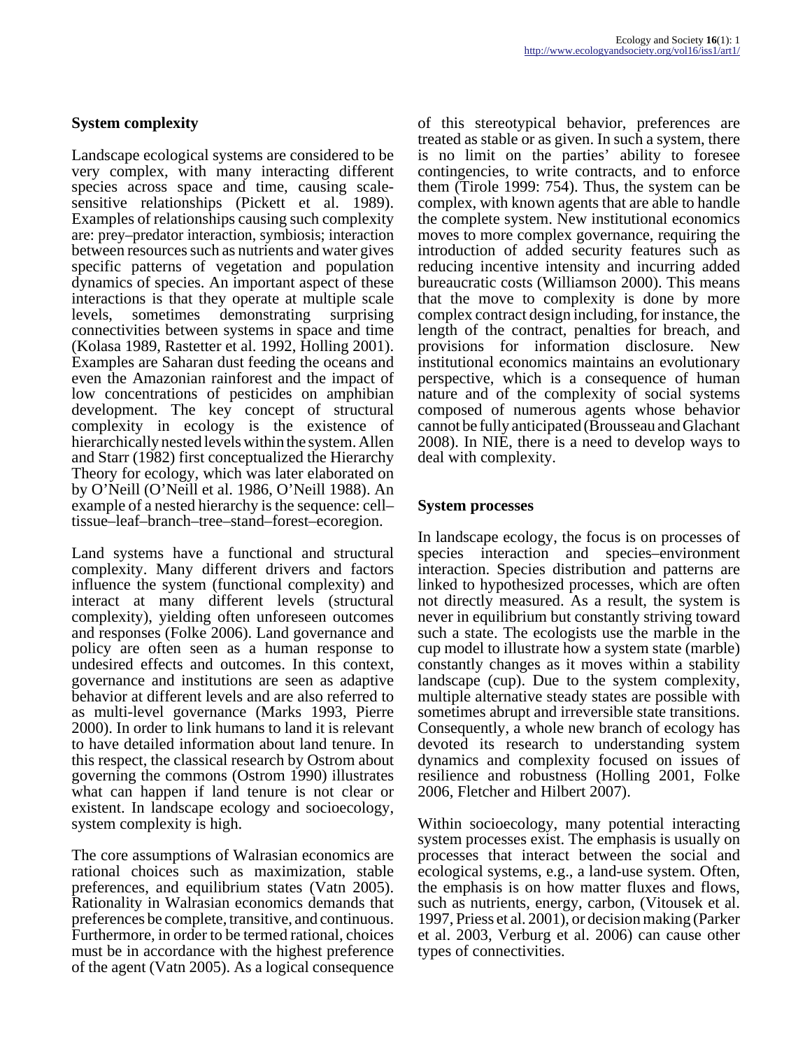### System complexity

Landscape ecological systems are considered to be very complex, with many interacting different species across space and time, causing scale-sensitive relationships (Pickett et al. 1989). Examples of relationships causing such complexity are: prey–predator interaction, symbiosis; interaction between resources such as nutrients and water gives specific patterns of vegetation and population dynamics of species. An important aspect of these interactions is that they operate at multiple scale levels, sometimes demonstrating surprising connectivities between systems in space and time (Kolasa 1989, Rastetter et al. 1992, Holling 2001). Examples are Saharan dust feeding the oceans and even the Amazonian rainforest and the impact of low concentrations of pesticides on amphibian development. The key concept of structural complexity in ecology is the existence of hierarchically nested levels within the system. Allen and Starr (1982) first conceptualized the Hierarchy Theory for ecology, which was later elaborated on by O'Neill (O'Neill et al. 1986, O'Neill 1988). An example of a nested hierarchy is the sequence: cell–tissue–leaf–branch–tree–stand–forest–ecoregion.

Land systems have a functional and structural complexity. Many different drivers and factors influence the system (functional complexity) and interact at many different levels (structural complexity), yielding often unforeseen outcomes and responses (Folke 2006). Land governance and policy are often seen as a human response to undesired effects and outcomes. In this context, governance and institutions are seen as adaptive behavior at different levels and are also referred to as multi-level governance (Marks 1993, Pierre 2000). In order to link humans to land it is relevant to have detailed information about land tenure. In this respect, the classical research by Ostrom about governing the commons (Ostrom 1990) illustrates what can happen if land tenure is not clear or existent. In landscape ecology and socioecology, system complexity is high.

The core assumptions of Walrasian economics are rational choices such as maximization, stable preferences, and equilibrium states (Vatn 2005). Rationality in Walrasian economics demands that preferences be complete, transitive, and continuous. Furthermore, in order to be termed rational, choices must be in accordance with the highest preference of the agent (Vatn 2005). As a logical consequence of this stereotypical behavior, preferences are treated as stable or as given. In such a system, there is no limit on the parties' ability to foresee contingencies, to write contracts, and to enforce them (Tirole 1999: 754). Thus, the system can be complex, with known agents that are able to handle the complete system. New institutional economics moves to more complex governance, requiring the introduction of added security features such as reducing incentive intensity and incurring added bureaucratic costs (Williamson 2000). This means that the move to complexity is done by more complex contract design including, for instance, the length of the contract, penalties for breach, and provisions for information disclosure. New institutional economics maintains an evolutionary perspective, which is a consequence of human nature and of the complexity of social systems composed of numerous agents whose behavior cannot be fully anticipated (Brousseau and Glachant 2008). In NIE, there is a need to develop ways to deal with complexity.

### System processes

In landscape ecology, the focus is on processes of species interaction and species–environment interaction. Species distribution and patterns are linked to hypothesized processes, which are often not directly measured. As a result, the system is never in equilibrium but constantly striving toward such a state. The ecologists use the marble in the cup model to illustrate how a system state (marble) constantly changes as it moves within a stability landscape (cup). Due to the system complexity, multiple alternative steady states are possible with sometimes abrupt and irreversible state transitions. Consequently, a whole new branch of ecology has devoted its research to understanding system dynamics and complexity focused on issues of resilience and robustness (Holling 2001, Folke 2006, Fletcher and Hilbert 2007).

Within socioecology, many potential interacting system processes exist. The emphasis is usually on processes that interact between the social and ecological systems, e.g., a land-use system. Often, the emphasis is on how matter fluxes and flows, such as nutrients, energy, carbon, (Vitousek et al. 1997, Priess et al. 2001), or decision making (Parker et al. 2003, Verburg et al. 2006) can cause other types of connectivities.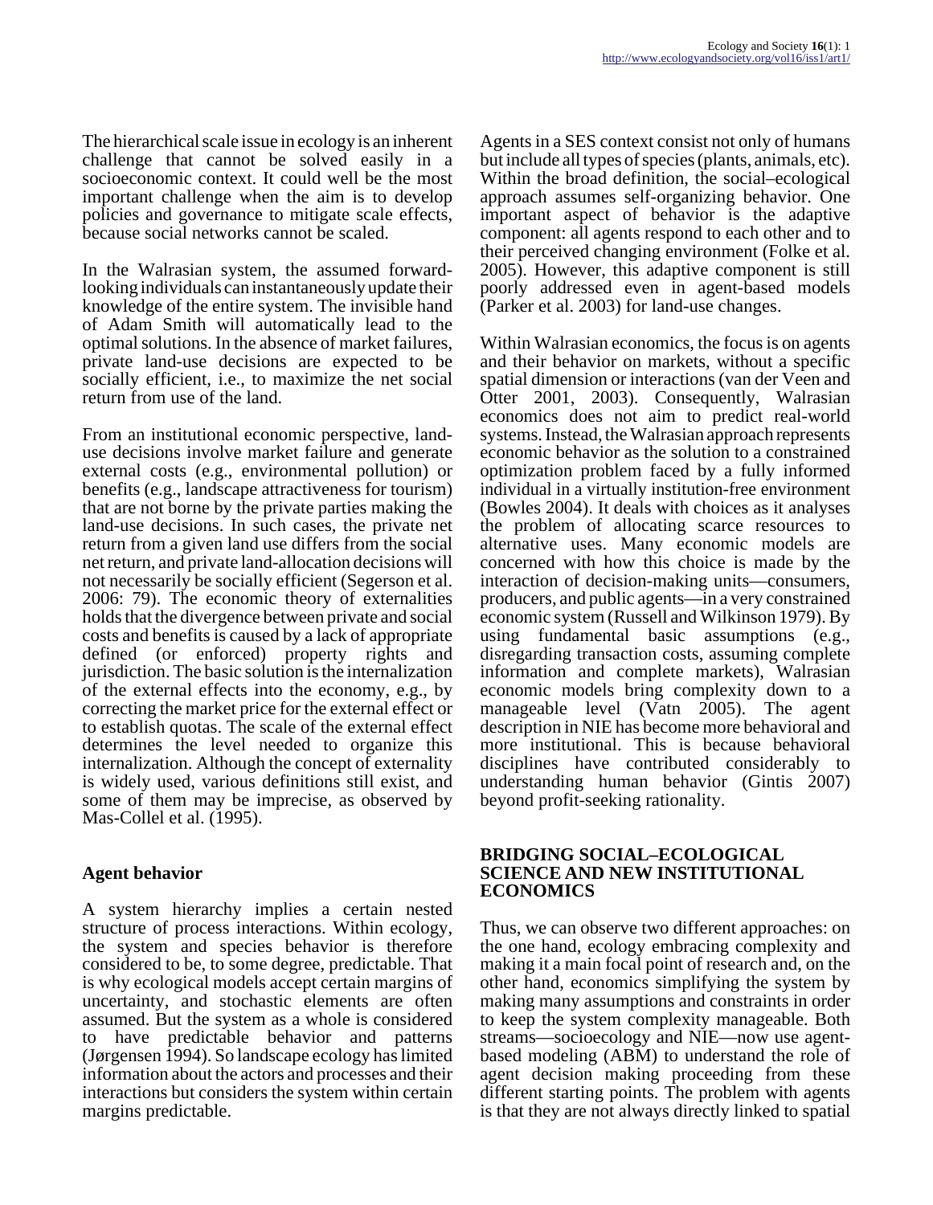The hierarchical scale issue in ecology is an inherent challenge that cannot be solved easily in a socioeconomic context. It could well be the most important challenge when the aim is to develop policies and governance to mitigate scale effects, because social networks cannot be scaled.

In the Walrasian system, the assumed forward-looking individuals can instantaneously update their knowledge of the entire system. The invisible hand of Adam Smith will automatically lead to the optimal solutions. In the absence of market failures, private land-use decisions are expected to be socially efficient, i.e., to maximize the net social return from use of the land.

From an institutional economic perspective, land-use decisions involve market failure and generate external costs (e.g., environmental pollution) or benefits (e.g., landscape attractiveness for tourism) that are not borne by the private parties making the land-use decisions. In such cases, the private net return from a given land use differs from the social net return, and private land-allocation decisions will not necessarily be socially efficient (Segerson et al. 2006: 79). The economic theory of externalities holds that the divergence between private and social costs and benefits is caused by a lack of appropriate defined (or enforced) property rights and jurisdiction. The basic solution is the internalization of the external effects into the economy, e.g., by correcting the market price for the external effect or to establish quotas. The scale of the external effect determines the level needed to organize this internalization. Although the concept of externality is widely used, various definitions still exist, and some of them may be imprecise, as observed by Mas-Collel et al. (1995).

### Agent behavior

A system hierarchy implies a certain nested structure of process interactions. Within ecology, the system and species behavior is therefore considered to be, to some degree, predictable. That is why ecological models accept certain margins of uncertainty, and stochastic elements are often assumed. But the system as a whole is considered to have predictable behavior and patterns (Jørgensen 1994). So landscape ecology has limited information about the actors and processes and their interactions but considers the system within certain margins predictable.

Agents in a SES context consist not only of humans but include all types of species (plants, animals, etc). Within the broad definition, the social–ecological approach assumes self-organizing behavior. One important aspect of behavior is the adaptive component: all agents respond to each other and to their perceived changing environment (Folke et al. 2005). However, this adaptive component is still poorly addressed even in agent-based models (Parker et al. 2003) for land-use changes.

Within Walrasian economics, the focus is on agents and their behavior on markets, without a specific spatial dimension or interactions (van der Veen and Otter 2001, 2003). Consequently, Walrasian economics does not aim to predict real-world systems. Instead, the Walrasian approach represents economic behavior as the solution to a constrained optimization problem faced by a fully informed individual in a virtually institution-free environment (Bowles 2004). It deals with choices as it analyses the problem of allocating scarce resources to alternative uses. Many economic models are concerned with how this choice is made by the interaction of decision-making units—consumers, producers, and public agents—in a very constrained economic system (Russell and Wilkinson 1979). By using fundamental basic assumptions (e.g., disregarding transaction costs, assuming complete information and complete markets), Walrasian economic models bring complexity down to a manageable level (Vatn 2005). The agent description in NIE has become more behavioral and more institutional. This is because behavioral disciplines have contributed considerably to understanding human behavior (Gintis 2007) beyond profit-seeking rationality.

## BRIDGING SOCIAL–ECOLOGICAL SCIENCE AND NEW INSTITUTIONAL ECONOMICS

Thus, we can observe two different approaches: on the one hand, ecology embracing complexity and making it a main focal point of research and, on the other hand, economics simplifying the system by making many assumptions and constraints in order to keep the system complexity manageable. Both streams—socioecology and NIE—now use agent-based modeling (ABM) to understand the role of agent decision making proceeding from these different starting points. The problem with agents is that they are not always directly linked to spatial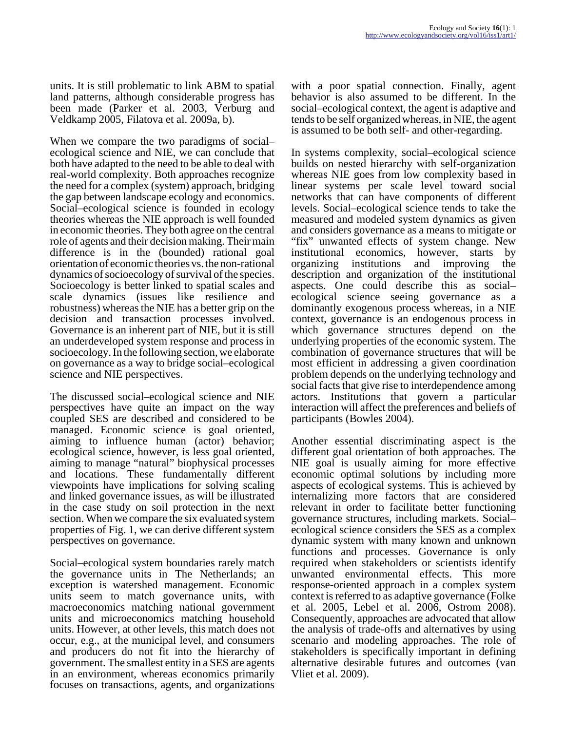units. It is still problematic to link ABM to spatial land patterns, although considerable progress has been made (Parker et al. 2003, Verburg and Veldkamp 2005, Filatova et al. 2009a, b).

When we compare the two paradigms of social–ecological science and NIE, we can conclude that both have adapted to the need to be able to deal with real-world complexity. Both approaches recognize the need for a complex (system) approach, bridging the gap between landscape ecology and economics. Social–ecological science is founded in ecology theories whereas the NIE approach is well founded in economic theories. They both agree on the central role of agents and their decision making. Their main difference is in the (bounded) rational goal orientation of economic theories vs. the non-rational dynamics of socioecology of survival of the species. Socioecology is better linked to spatial scales and scale dynamics (issues like resilience and robustness) whereas the NIE has a better grip on the decision and transaction processes involved. Governance is an inherent part of NIE, but it is still an underdeveloped system response and process in socioecology. In the following section, we elaborate on governance as a way to bridge social–ecological science and NIE perspectives.

The discussed social–ecological science and NIE perspectives have quite an impact on the way coupled SES are described and considered to be managed. Economic science is goal oriented, aiming to influence human (actor) behavior; ecological science, however, is less goal oriented, aiming to manage "natural" biophysical processes and locations. These fundamentally different viewpoints have implications for solving scaling and linked governance issues, as will be illustrated in the case study on soil protection in the next section. When we compare the six evaluated system properties of Fig. 1, we can derive different system perspectives on governance.

Social–ecological system boundaries rarely match the governance units in The Netherlands; an exception is watershed management. Economic units seem to match governance units, with macroeconomics matching national government units and microeconomics matching household units. However, at other levels, this match does not occur, e.g., at the municipal level, and consumers and producers do not fit into the hierarchy of government. The smallest entity in a SES are agents in an environment, whereas economics primarily focuses on transactions, agents, and organizations with a poor spatial connection. Finally, agent behavior is also assumed to be different. In the social–ecological context, the agent is adaptive and tends to be self organized whereas, in NIE, the agent is assumed to be both self- and other-regarding.

In systems complexity, social–ecological science builds on nested hierarchy with self-organization whereas NIE goes from low complexity based in linear systems per scale level toward social networks that can have components of different levels. Social–ecological science tends to take the measured and modeled system dynamics as given and considers governance as a means to mitigate or "fix" unwanted effects of system change. New institutional economics, however, starts by organizing institutions and improving the description and organization of the institutional aspects. One could describe this as social–ecological science seeing governance as a dominantly exogenous process whereas, in a NIE context, governance is an endogenous process in which governance structures depend on the underlying properties of the economic system. The combination of governance structures that will be most efficient in addressing a given coordination problem depends on the underlying technology and social facts that give rise to interdependence among actors. Institutions that govern a particular interaction will affect the preferences and beliefs of participants (Bowles 2004).

Another essential discriminating aspect is the different goal orientation of both approaches. The NIE goal is usually aiming for more effective economic optimal solutions by including more aspects of ecological systems. This is achieved by internalizing more factors that are considered relevant in order to facilitate better functioning governance structures, including markets. Social–ecological science considers the SES as a complex dynamic system with many known and unknown functions and processes. Governance is only required when stakeholders or scientists identify unwanted environmental effects. This more response-oriented approach in a complex system context is referred to as adaptive governance (Folke et al. 2005, Lebel et al. 2006, Ostrom 2008). Consequently, approaches are advocated that allow the analysis of trade-offs and alternatives by using scenario and modeling approaches. The role of stakeholders is specifically important in defining alternative desirable futures and outcomes (van Vliet et al. 2009).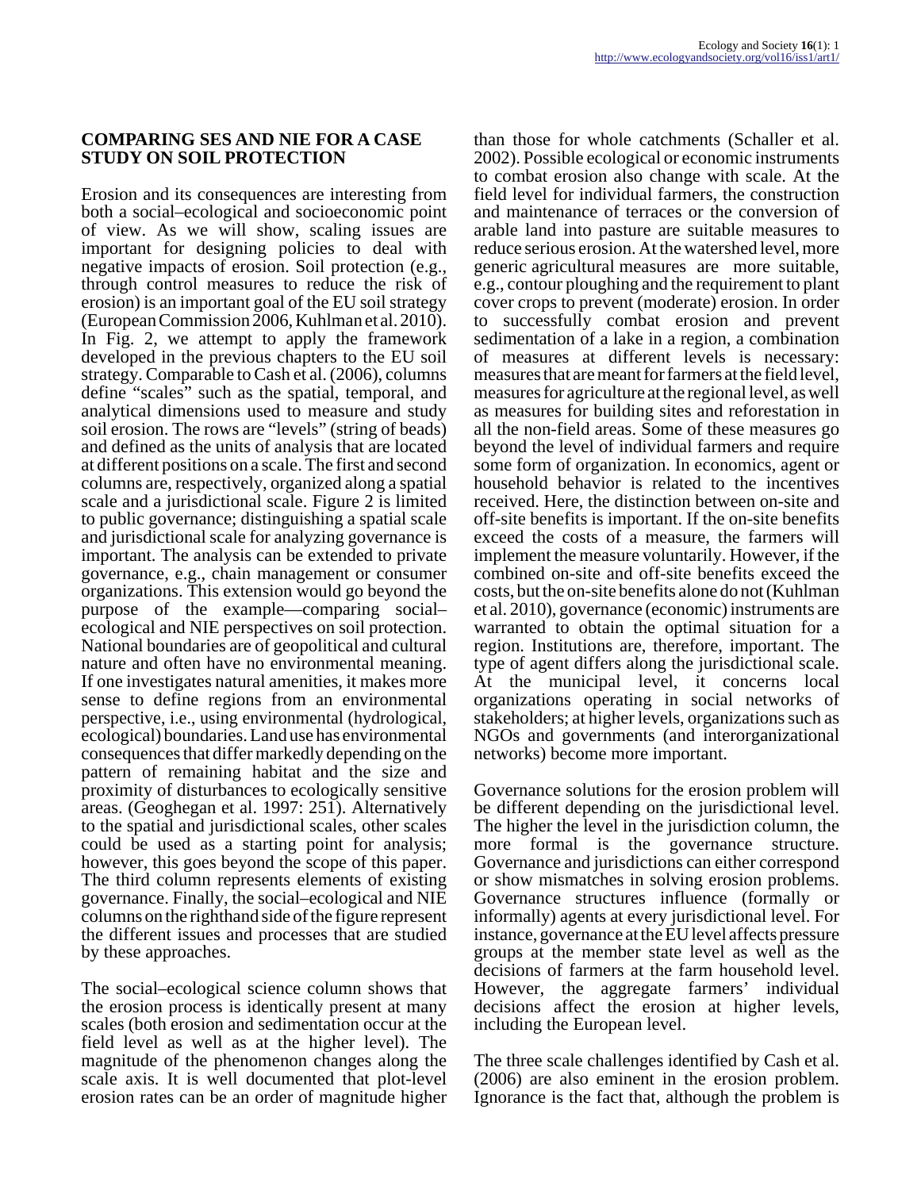## COMPARING SES AND NIE FOR A CASE STUDY ON SOIL PROTECTION

Erosion and its consequences are interesting from both a social–ecological and socioeconomic point of view. As we will show, scaling issues are important for designing policies to deal with negative impacts of erosion. Soil protection (e.g., through control measures to reduce the risk of erosion) is an important goal of the EU soil strategy (European Commission 2006, Kuhlman et al. 2010). In Fig. 2, we attempt to apply the framework developed in the previous chapters to the EU soil strategy. Comparable to Cash et al. (2006), columns define "scales" such as the spatial, temporal, and analytical dimensions used to measure and study soil erosion. The rows are "levels" (string of beads) and defined as the units of analysis that are located at different positions on a scale. The first and second columns are, respectively, organized along a spatial scale and a jurisdictional scale. Figure 2 is limited to public governance; distinguishing a spatial scale and jurisdictional scale for analyzing governance is important. The analysis can be extended to private governance, e.g., chain management or consumer organizations. This extension would go beyond the purpose of the example—comparing social–ecological and NIE perspectives on soil protection. National boundaries are of geopolitical and cultural nature and often have no environmental meaning. If one investigates natural amenities, it makes more sense to define regions from an environmental perspective, i.e., using environmental (hydrological, ecological) boundaries. Land use has environmental consequences that differ markedly depending on the pattern of remaining habitat and the size and proximity of disturbances to ecologically sensitive areas. (Geoghegan et al. 1997: 251). Alternatively to the spatial and jurisdictional scales, other scales could be used as a starting point for analysis; however, this goes beyond the scope of this paper. The third column represents elements of existing governance. Finally, the social–ecological and NIE columns on the righthand side of the figure represent the different issues and processes that are studied by these approaches.

The social–ecological science column shows that the erosion process is identically present at many scales (both erosion and sedimentation occur at the field level as well as at the higher level). The magnitude of the phenomenon changes along the scale axis. It is well documented that plot-level erosion rates can be an order of magnitude higher than those for whole catchments (Schaller et al. 2002). Possible ecological or economic instruments to combat erosion also change with scale. At the field level for individual farmers, the construction and maintenance of terraces or the conversion of arable land into pasture are suitable measures to reduce serious erosion. At the watershed level, more generic agricultural measures are more suitable, e.g., contour ploughing and the requirement to plant cover crops to prevent (moderate) erosion. In order to successfully combat erosion and prevent sedimentation of a lake in a region, a combination of measures at different levels is necessary: measures that are meant for farmers at the field level, measures for agriculture at the regional level, as well as measures for building sites and reforestation in all the non-field areas. Some of these measures go beyond the level of individual farmers and require some form of organization. In economics, agent or household behavior is related to the incentives received. Here, the distinction between on-site and off-site benefits is important. If the on-site benefits exceed the costs of a measure, the farmers will implement the measure voluntarily. However, if the combined on-site and off-site benefits exceed the costs, but the on-site benefits alone do not (Kuhlman et al. 2010), governance (economic) instruments are warranted to obtain the optimal situation for a region. Institutions are, therefore, important. The type of agent differs along the jurisdictional scale. At the municipal level, it concerns local organizations operating in social networks of stakeholders; at higher levels, organizations such as NGOs and governments (and interorganizational networks) become more important.

Governance solutions for the erosion problem will be different depending on the jurisdictional level. The higher the level in the jurisdiction column, the more formal is the governance structure. Governance and jurisdictions can either correspond or show mismatches in solving erosion problems. Governance structures influence (formally or informally) agents at every jurisdictional level. For instance, governance at the EU level affects pressure groups at the member state level as well as the decisions of farmers at the farm household level. However, the aggregate farmers' individual decisions affect the erosion at higher levels, including the European level.

The three scale challenges identified by Cash et al. (2006) are also eminent in the erosion problem. Ignorance is the fact that, although the problem is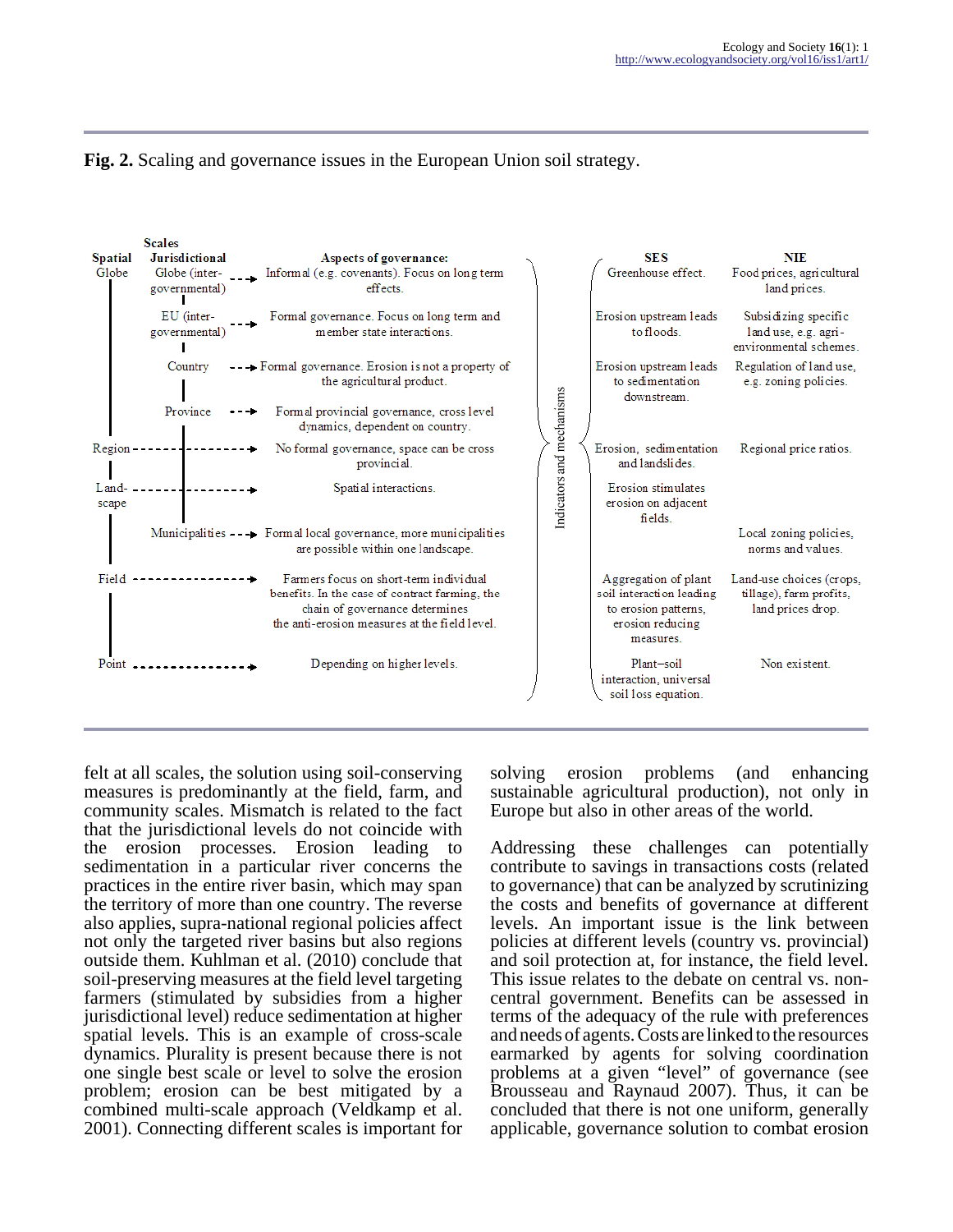**Fig. 2.** Scaling and governance issues in the European Union soil strategy.

| Spatial scale | Jurisdictional scale | Aspects of governance: | SES | NIE |
|---|---|---|---|---|
| Globe | Globe (inter-governmental) | Informal (e.g. covenants). Focus on long term effects. | Greenhouse effect. | Food prices, agricultural land prices. |
| | EU (inter-governmental) | Formal governance. Focus on long term and member state interactions. | Erosion upstream leads to floods. | Subsidizing specific land use, e.g. agri-environmental schemes. |
| | Country | Formal governance. Erosion is not a property of the agricultural product. | Erosion upstream leads to sedimentation downstream. | Regulation of land use, e.g. zoning policies. |
| | Province | Formal provincial governance, cross level dynamics, dependent on country. | | |
| Region | | No formal governance, space can be cross provincial. | Erosion, sedimentation and landslides. | Regional price ratios. |
| Land-scape | | Spatial interactions. | Erosion stimulates erosion on adjacent fields. | |
| | Municipalities | Formal local governance, more municipalities are possible within one landscape. | | Local zoning policies, norms and values. |
| Field | | Farmers focus on short-term individual benefits. In the case of contract farming, the chain of governance determines the anti-erosion measures at the field level. | Aggregation of plant soil interaction leading to erosion patterns, erosion reducing measures. | Land-use choices (crops, tillage), farm profits, land prices drop. |
| Point | | Depending on higher levels. | Plant–soil interaction, universal soil loss equation. | Non existent. |

(Indicators and mechanisms)

felt at all scales, the solution using soil-conserving measures is predominantly at the field, farm, and community scales. Mismatch is related to the fact that the jurisdictional levels do not coincide with the erosion processes. Erosion leading to sedimentation in a particular river concerns the practices in the entire river basin, which may span the territory of more than one country. The reverse also applies, supra-national regional policies affect not only the targeted river basins but also regions outside them. Kuhlman et al. (2010) conclude that soil-preserving measures at the field level targeting farmers (stimulated by subsidies from a higher jurisdictional level) reduce sedimentation at higher spatial levels. This is an example of cross-scale dynamics. Plurality is present because there is not one single best scale or level to solve the erosion problem; erosion can be best mitigated by a combined multi-scale approach (Veldkamp et al. 2001). Connecting different scales is important for solving erosion problems (and enhancing sustainable agricultural production), not only in Europe but also in other areas of the world.

Addressing these challenges can potentially contribute to savings in transactions costs (related to governance) that can be analyzed by scrutinizing the costs and benefits of governance at different levels. An important issue is the link between policies at different levels (country vs. provincial) and soil protection at, for instance, the field level. This issue relates to the debate on central vs. non-central government. Benefits can be assessed in terms of the adequacy of the rule with preferences and needs of agents. Costs are linked to the resources earmarked by agents for solving coordination problems at a given "level" of governance (see Brousseau and Raynaud 2007). Thus, it can be concluded that there is not one uniform, generally applicable, governance solution to combat erosion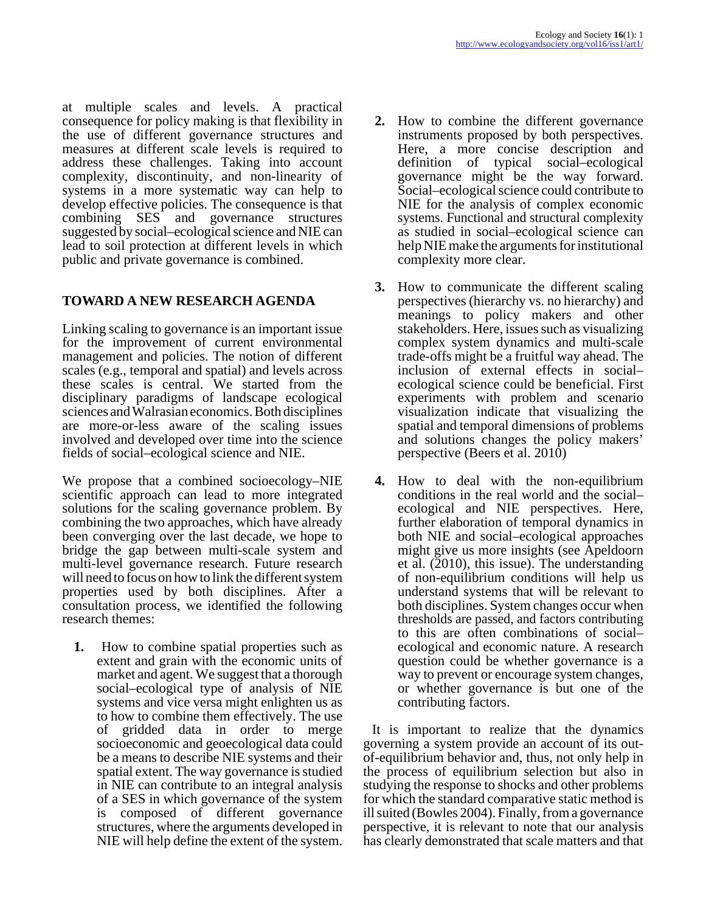at multiple scales and levels. A practical consequence for policy making is that flexibility in the use of different governance structures and measures at different scale levels is required to address these challenges. Taking into account complexity, discontinuity, and non-linearity of systems in a more systematic way can help to develop effective policies. The consequence is that combining SES and governance structures suggested by social–ecological science and NIE can lead to soil protection at different levels in which public and private governance is combined.

## TOWARD A NEW RESEARCH AGENDA

Linking scaling to governance is an important issue for the improvement of current environmental management and policies. The notion of different scales (e.g., temporal and spatial) and levels across these scales is central. We started from the disciplinary paradigms of landscape ecological sciences and Walrasian economics. Both disciplines are more-or-less aware of the scaling issues involved and developed over time into the science fields of social–ecological science and NIE.

We propose that a combined socioecology–NIE scientific approach can lead to more integrated solutions for the scaling governance problem. By combining the two approaches, which have already been converging over the last decade, we hope to bridge the gap between multi-scale system and multi-level governance research. Future research will need to focus on how to link the different system properties used by both disciplines. After a consultation process, we identified the following research themes:

1. How to combine spatial properties such as extent and grain with the economic units of market and agent. We suggest that a thorough social–ecological type of analysis of NIE systems and vice versa might enlighten us as to how to combine them effectively. The use of gridded data in order to merge socioeconomic and geoecological data could be a means to describe NIE systems and their spatial extent. The way governance is studied in NIE can contribute to an integral analysis of a SES in which governance of the system is composed of different governance structures, where the arguments developed in NIE will help define the extent of the system.
2. How to combine the different governance instruments proposed by both perspectives. Here, a more concise description and definition of typical social–ecological governance might be the way forward. Social–ecological science could contribute to NIE for the analysis of complex economic systems. Functional and structural complexity as studied in social–ecological science can help NIE make the arguments for institutional complexity more clear.
3. How to communicate the different scaling perspectives (hierarchy vs. no hierarchy) and meanings to policy makers and other stakeholders. Here, issues such as visualizing complex system dynamics and multi-scale trade-offs might be a fruitful way ahead. The inclusion of external effects in social–ecological science could be beneficial. First experiments with problem and scenario visualization indicate that visualizing the spatial and temporal dimensions of problems and solutions changes the policy makers' perspective (Beers et al. 2010)
4. How to deal with the non-equilibrium conditions in the real world and the social–ecological and NIE perspectives. Here, further elaboration of temporal dynamics in both NIE and social–ecological approaches might give us more insights (see Apeldoorn et al. (2010), this issue). The understanding of non-equilibrium conditions will help us understand systems that will be relevant to both disciplines. System changes occur when thresholds are passed, and factors contributing to this are often combinations of social–ecological and economic nature. A research question could be whether governance is a way to prevent or encourage system changes, or whether governance is but one of the contributing factors.

It is important to realize that the dynamics governing a system provide an account of its out-of-equilibrium behavior and, thus, not only help in the process of equilibrium selection but also in studying the response to shocks and other problems for which the standard comparative static method is ill suited (Bowles 2004). Finally, from a governance perspective, it is relevant to note that our analysis has clearly demonstrated that scale matters and that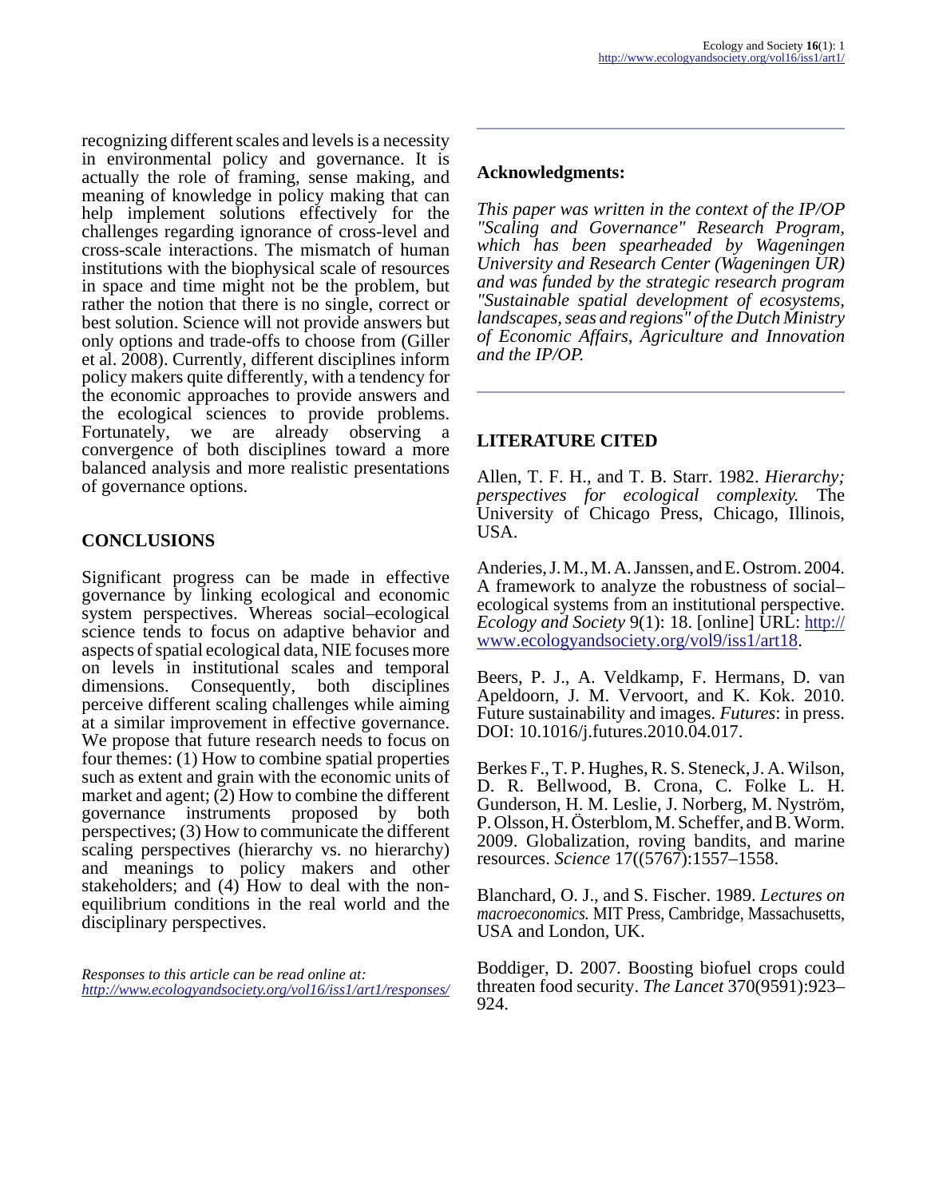recognizing different scales and levels is a necessity in environmental policy and governance. It is actually the role of framing, sense making, and meaning of knowledge in policy making that can help implement solutions effectively for the challenges regarding ignorance of cross-level and cross-scale interactions. The mismatch of human institutions with the biophysical scale of resources in space and time might not be the problem, but rather the notion that there is no single, correct or best solution. Science will not provide answers but only options and trade-offs to choose from (Giller et al. 2008). Currently, different disciplines inform policy makers quite differently, with a tendency for the economic approaches to provide answers and the ecological sciences to provide problems. Fortunately, we are already observing a convergence of both disciplines toward a more balanced analysis and more realistic presentations of governance options.

## CONCLUSIONS

Significant progress can be made in effective governance by linking ecological and economic system perspectives. Whereas social–ecological science tends to focus on adaptive behavior and aspects of spatial ecological data, NIE focuses more on levels in institutional scales and temporal dimensions. Consequently, both disciplines perceive different scaling challenges while aiming at a similar improvement in effective governance. We propose that future research needs to focus on four themes: (1) How to combine spatial properties such as extent and grain with the economic units of market and agent; (2) How to combine the different governance instruments proposed by both perspectives; (3) How to communicate the different scaling perspectives (hierarchy vs. no hierarchy) and meanings to policy makers and other stakeholders; and (4) How to deal with the non-equilibrium conditions in the real world and the disciplinary perspectives.

*Responses to this article can be read online at:*
*http://www.ecologyandsociety.org/vol16/iss1/art1/responses/*

## Acknowledgments:

*This paper was written in the context of the IP/OP "Scaling and Governance" Research Program, which has been spearheaded by Wageningen University and Research Center (Wageningen UR) and was funded by the strategic research program "Sustainable spatial development of ecosystems, landscapes, seas and regions" of the Dutch Ministry of Economic Affairs, Agriculture and Innovation and the IP/OP.*

## LITERATURE CITED

Allen, T. F. H., and T. B. Starr. 1982. *Hierarchy; perspectives for ecological complexity.* The University of Chicago Press, Chicago, Illinois, USA.

Anderies, J. M., M. A. Janssen, and E. Ostrom. 2004. A framework to analyze the robustness of social–ecological systems from an institutional perspective. *Ecology and Society* 9(1): 18. [online] URL: http://www.ecologyandsociety.org/vol9/iss1/art18.

Beers, P. J., A. Veldkamp, F. Hermans, D. van Apeldoorn, J. M. Vervoort, and K. Kok. 2010. Future sustainability and images. *Futures*: in press. DOI: 10.1016/j.futures.2010.04.017.

Berkes F., T. P. Hughes, R. S. Steneck, J. A. Wilson, D. R. Bellwood, B. Crona, C. Folke L. H. Gunderson, H. M. Leslie, J. Norberg, M. Nyström, P. Olsson, H. Österblom, M. Scheffer, and B. Worm. 2009. Globalization, roving bandits, and marine resources. *Science* 17((5767):1557–1558.

Blanchard, O. J., and S. Fischer. 1989. *Lectures on macroeconomics.* MIT Press, Cambridge, Massachusetts, USA and London, UK.

Boddiger, D. 2007. Boosting biofuel crops could threaten food security. *The Lancet* 370(9591):923–924.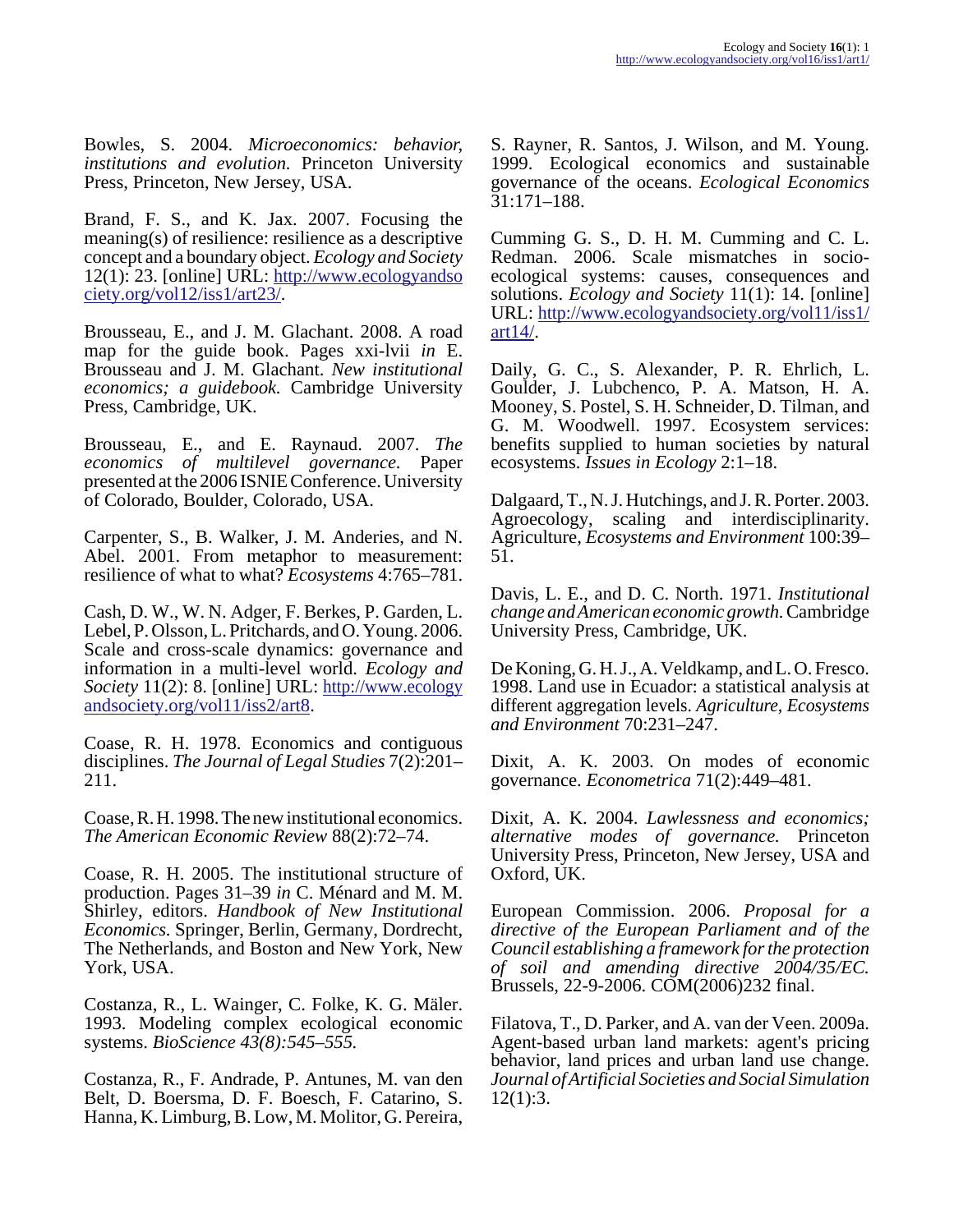Bowles, S. 2004. *Microeconomics: behavior, institutions and evolution.* Princeton University Press, Princeton, New Jersey, USA.

Brand, F. S., and K. Jax. 2007. Focusing the meaning(s) of resilience: resilience as a descriptive concept and a boundary object. *Ecology and Society* 12(1): 23. [online] URL: http://www.ecologyandsociety.org/vol12/iss1/art23/.

Brousseau, E., and J. M. Glachant. 2008. A road map for the guide book. Pages xxi-lvii *in* E. Brousseau and J. M. Glachant. *New institutional economics; a guidebook.* Cambridge University Press, Cambridge, UK.

Brousseau, E., and E. Raynaud. 2007. *The economics of multilevel governance.* Paper presented at the 2006 ISNIE Conference. University of Colorado, Boulder, Colorado, USA.

Carpenter, S., B. Walker, J. M. Anderies, and N. Abel. 2001. From metaphor to measurement: resilience of what to what? *Ecosystems* 4:765–781.

Cash, D. W., W. N. Adger, F. Berkes, P. Garden, L. Lebel, P. Olsson, L. Pritchards, and O. Young. 2006. Scale and cross-scale dynamics: governance and information in a multi-level world. *Ecology and Society* 11(2): 8. [online] URL: http://www.ecologyandsociety.org/vol11/iss2/art8.

Coase, R. H. 1978. Economics and contiguous disciplines. *The Journal of Legal Studies* 7(2):201–211.

Coase, R. H. 1998. The new institutional economics. *The American Economic Review* 88(2):72–74.

Coase, R. H. 2005. The institutional structure of production. Pages 31–39 *in* C. Ménard and M. M. Shirley, editors. *Handbook of New Institutional Economics.* Springer, Berlin, Germany, Dordrecht, The Netherlands, and Boston and New York, New York, USA.

Costanza, R., L. Wainger, C. Folke, K. G. Mäler. 1993. Modeling complex ecological economic systems. *BioScience 43(8):545–555.*

Costanza, R., F. Andrade, P. Antunes, M. van den Belt, D. Boersma, D. F. Boesch, F. Catarino, S. Hanna, K. Limburg, B. Low, M. Molitor, G. Pereira, S. Rayner, R. Santos, J. Wilson, and M. Young. 1999. Ecological economics and sustainable governance of the oceans. *Ecological Economics* 31:171–188.

Cumming G. S., D. H. M. Cumming and C. L. Redman. 2006. Scale mismatches in socio-ecological systems: causes, consequences and solutions. *Ecology and Society* 11(1): 14. [online] URL: http://www.ecologyandsociety.org/vol11/iss1/art14/.

Daily, G. C., S. Alexander, P. R. Ehrlich, L. Goulder, J. Lubchenco, P. A. Matson, H. A. Mooney, S. Postel, S. H. Schneider, D. Tilman, and G. M. Woodwell. 1997. Ecosystem services: benefits supplied to human societies by natural ecosystems. *Issues in Ecology* 2:1–18.

Dalgaard, T., N. J. Hutchings, and J. R. Porter. 2003. Agroecology, scaling and interdisciplinarity. Agriculture, *Ecosystems and Environment* 100:39–51.

Davis, L. E., and D. C. North. 1971. *Institutional change and American economic growth.* Cambridge University Press, Cambridge, UK.

De Koning, G. H. J., A. Veldkamp, and L. O. Fresco. 1998. Land use in Ecuador: a statistical analysis at different aggregation levels. *Agriculture, Ecosystems and Environment* 70:231–247.

Dixit, A. K. 2003. On modes of economic governance. *Econometrica* 71(2):449–481.

Dixit, A. K. 2004. *Lawlessness and economics; alternative modes of governance.* Princeton University Press, Princeton, New Jersey, USA and Oxford, UK.

European Commission. 2006. *Proposal for a directive of the European Parliament and of the Council establishing a framework for the protection of soil and amending directive 2004/35/EC.* Brussels, 22-9-2006. COM(2006)232 final.

Filatova, T., D. Parker, and A. van der Veen. 2009a. Agent-based urban land markets: agent's pricing behavior, land prices and urban land use change. *Journal of Artificial Societies and Social Simulation* 12(1):3.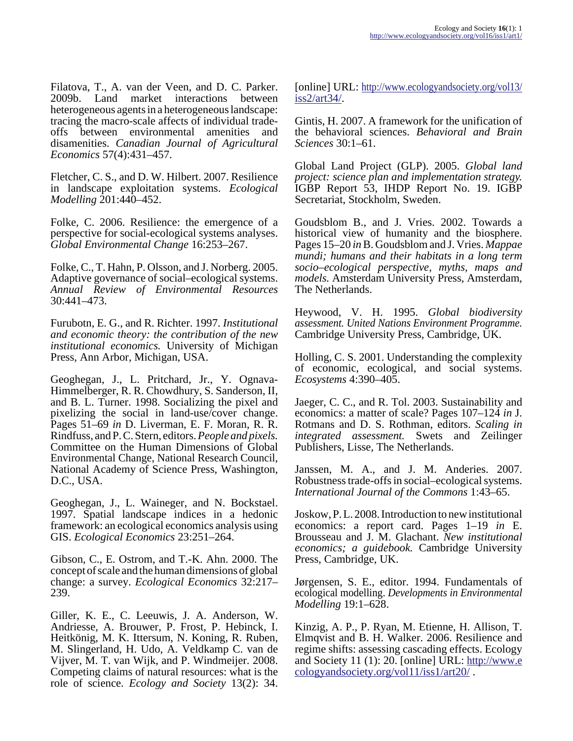Filatova, T., A. van der Veen, and D. C. Parker. 2009b. Land market interactions between heterogeneous agents in a heterogeneous landscape: tracing the macro-scale affects of individual trade-offs between environmental amenities and disamenities. *Canadian Journal of Agricultural Economics* 57(4):431–457.

Fletcher, C. S., and D. W. Hilbert. 2007. Resilience in landscape exploitation systems. *Ecological Modelling* 201:440–452.

Folke, C. 2006. Resilience: the emergence of a perspective for social-ecological systems analyses. *Global Environmental Change* 16:253–267.

Folke, C., T. Hahn, P. Olsson, and J. Norberg. 2005. Adaptive governance of social–ecological systems. *Annual Review of Environmental Resources* 30:441–473.

Furubotn, E. G., and R. Richter. 1997. *Institutional and economic theory: the contribution of the new institutional economics.* University of Michigan Press, Ann Arbor, Michigan, USA.

Geoghegan, J., L. Pritchard, Jr., Y. Ognava-Himmelberger, R. R. Chowdhury, S. Sanderson, II, and B. L. Turner. 1998. Socializing the pixel and pixelizing the social in land-use/cover change. Pages 51–69 *in* D. Liverman, E. F. Moran, R. R. Rindfuss, and P. C. Stern, editors. *People and pixels.* Committee on the Human Dimensions of Global Environmental Change, National Research Council, National Academy of Science Press, Washington, D.C., USA.

Geoghegan, J., L. Waineger, and N. Bockstael. 1997. Spatial landscape indices in a hedonic framework: an ecological economics analysis using GIS. *Ecological Economics* 23:251–264.

Gibson, C., E. Ostrom, and T.-K. Ahn. 2000. The concept of scale and the human dimensions of global change: a survey. *Ecological Economics* 32:217–239.

Giller, K. E., C. Leeuwis, J. A. Anderson, W. Andriesse, A. Brouwer, P. Frost, P. Hebinck, I. Heitkönig, M. K. Ittersum, N. Koning, R. Ruben, M. Slingerland, H. Udo, A. Veldkamp C. van de Vijver, M. T. van Wijk, and P. Windmeijer. 2008. Competing claims of natural resources: what is the role of science. *Ecology and Society* 13(2): 34. [online] URL: http://www.ecologyandsociety.org/vol13/iss2/art34/.

Gintis, H. 2007. A framework for the unification of the behavioral sciences. *Behavioral and Brain Sciences* 30:1–61.

Global Land Project (GLP). 2005. *Global land project: science plan and implementation strategy.* IGBP Report 53, IHDP Report No. 19. IGBP Secretariat, Stockholm, Sweden.

Goudsblom B., and J. Vries. 2002. Towards a historical view of humanity and the biosphere. Pages 15–20 *in* B. Goudsblom and J. Vries. *Mappae mundi; humans and their habitats in a long term socio–ecological perspective, myths, maps and models.* Amsterdam University Press, Amsterdam, The Netherlands.

Heywood, V. H. 1995. *Global biodiversity assessment. United Nations Environment Programme.* Cambridge University Press, Cambridge, UK.

Holling, C. S. 2001. Understanding the complexity of economic, ecological, and social systems. *Ecosystems* 4:390–405.

Jaeger, C. C., and R. Tol. 2003. Sustainability and economics: a matter of scale? Pages 107–124 *in* J. Rotmans and D. S. Rothman, editors. *Scaling in integrated assessment.* Swets and Zeilinger Publishers, Lisse, The Netherlands.

Janssen, M. A., and J. M. Anderies. 2007. Robustness trade-offs in social–ecological systems. *International Journal of the Commons* 1:43–65.

Joskow, P. L. 2008. Introduction to new institutional economics: a report card. Pages 1–19 *in* E. Brousseau and J. M. Glachant. *New institutional economics; a guidebook.* Cambridge University Press, Cambridge, UK.

Jørgensen, S. E., editor. 1994. Fundamentals of ecological modelling. *Developments in Environmental Modelling* 19:1–628.

Kinzig, A. P., P. Ryan, M. Etienne, H. Allison, T. Elmqvist and B. H. Walker. 2006. Resilience and regime shifts: assessing cascading effects. Ecology and Society 11 (1): 20. [online] URL: http://www.ecologyandsociety.org/vol11/iss1/art20/ .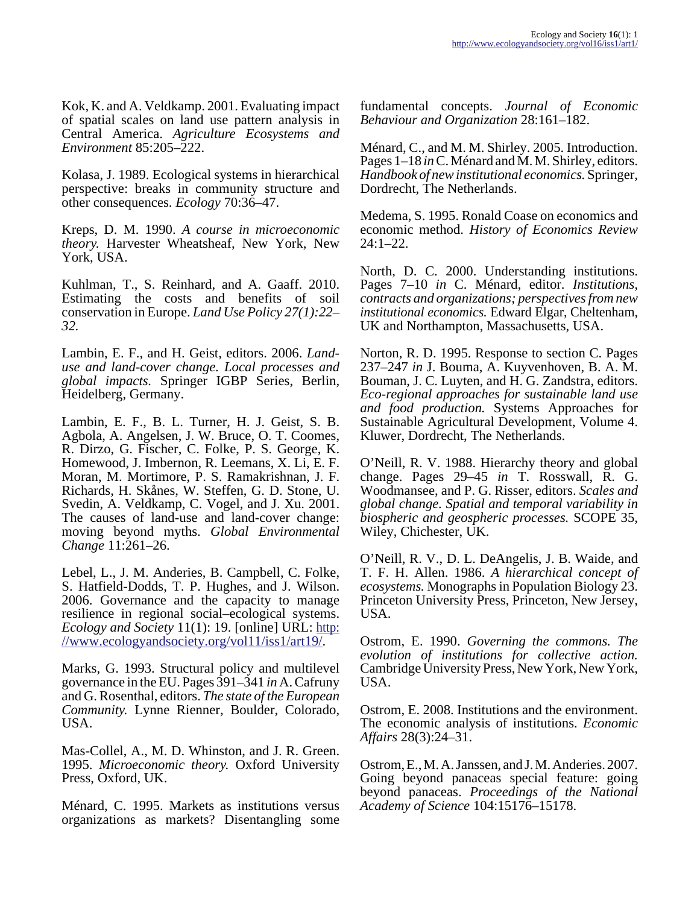Kok, K. and A. Veldkamp. 2001. Evaluating impact of spatial scales on land use pattern analysis in Central America. *Agriculture Ecosystems and Environment* 85:205–222.

Kolasa, J. 1989. Ecological systems in hierarchical perspective: breaks in community structure and other consequences. *Ecology* 70:36–47.

Kreps, D. M. 1990. *A course in microeconomic theory.* Harvester Wheatsheaf, New York, New York, USA.

Kuhlman, T., S. Reinhard, and A. Gaaff. 2010. Estimating the costs and benefits of soil conservation in Europe. *Land Use Policy 27(1):22–32.*

Lambin, E. F., and H. Geist, editors. 2006. *Land-use and land-cover change. Local processes and global impacts.* Springer IGBP Series, Berlin, Heidelberg, Germany.

Lambin, E. F., B. L. Turner, H. J. Geist, S. B. Agbola, A. Angelsen, J. W. Bruce, O. T. Coomes, R. Dirzo, G. Fischer, C. Folke, P. S. George, K. Homewood, J. Imbernon, R. Leemans, X. Li, E. F. Moran, M. Mortimore, P. S. Ramakrishnan, J. F. Richards, H. Skånes, W. Steffen, G. D. Stone, U. Svedin, A. Veldkamp, C. Vogel, and J. Xu. 2001. The causes of land-use and land-cover change: moving beyond myths. *Global Environmental Change* 11:261–26.

Lebel, L., J. M. Anderies, B. Campbell, C. Folke, S. Hatfield-Dodds, T. P. Hughes, and J. Wilson. 2006. Governance and the capacity to manage resilience in regional social–ecological systems. *Ecology and Society* 11(1): 19. [online] URL: http://www.ecologyandsociety.org/vol11/iss1/art19/.

Marks, G. 1993. Structural policy and multilevel governance in the EU. Pages 391–341 *in* A. Cafruny and G. Rosenthal, editors. *The state of the European Community.* Lynne Rienner, Boulder, Colorado, USA.

Mas-Collel, A., M. D. Whinston, and J. R. Green. 1995. *Microeconomic theory.* Oxford University Press, Oxford, UK.

Ménard, C. 1995. Markets as institutions versus organizations as markets? Disentangling some fundamental concepts. *Journal of Economic Behaviour and Organization* 28:161–182.

Ménard, C., and M. M. Shirley. 2005. Introduction. Pages 1–18 *in* C. Ménard and M. M. Shirley, editors. *Handbook of new institutional economics.* Springer, Dordrecht, The Netherlands.

Medema, S. 1995. Ronald Coase on economics and economic method. *History of Economics Review* 24:1–22.

North, D. C. 2000. Understanding institutions. Pages 7–10 *in* C. Ménard, editor. *Institutions, contracts and organizations; perspectives from new institutional economics.* Edward Elgar, Cheltenham, UK and Northampton, Massachusetts, USA.

Norton, R. D. 1995. Response to section C. Pages 237–247 *in* J. Bouma, A. Kuyvenhoven, B. A. M. Bouman, J. C. Luyten, and H. G. Zandstra, editors. *Eco-regional approaches for sustainable land use and food production.* Systems Approaches for Sustainable Agricultural Development, Volume 4. Kluwer, Dordrecht, The Netherlands.

O'Neill, R. V. 1988. Hierarchy theory and global change. Pages 29–45 *in* T. Rosswall, R. G. Woodmansee, and P. G. Risser, editors. *Scales and global change. Spatial and temporal variability in biospheric and geospheric processes.* SCOPE 35, Wiley, Chichester, UK.

O'Neill, R. V., D. L. DeAngelis, J. B. Waide, and T. F. H. Allen. 1986. *A hierarchical concept of ecosystems.* Monographs in Population Biology 23. Princeton University Press, Princeton, New Jersey, USA.

Ostrom, E. 1990. *Governing the commons. The evolution of institutions for collective action.* Cambridge University Press, New York, New York, USA.

Ostrom, E. 2008. Institutions and the environment. The economic analysis of institutions. *Economic Affairs* 28(3):24–31.

Ostrom, E., M. A. Janssen, and J. M. Anderies. 2007. Going beyond panaceas special feature: going beyond panaceas. *Proceedings of the National Academy of Science* 104:15176–15178.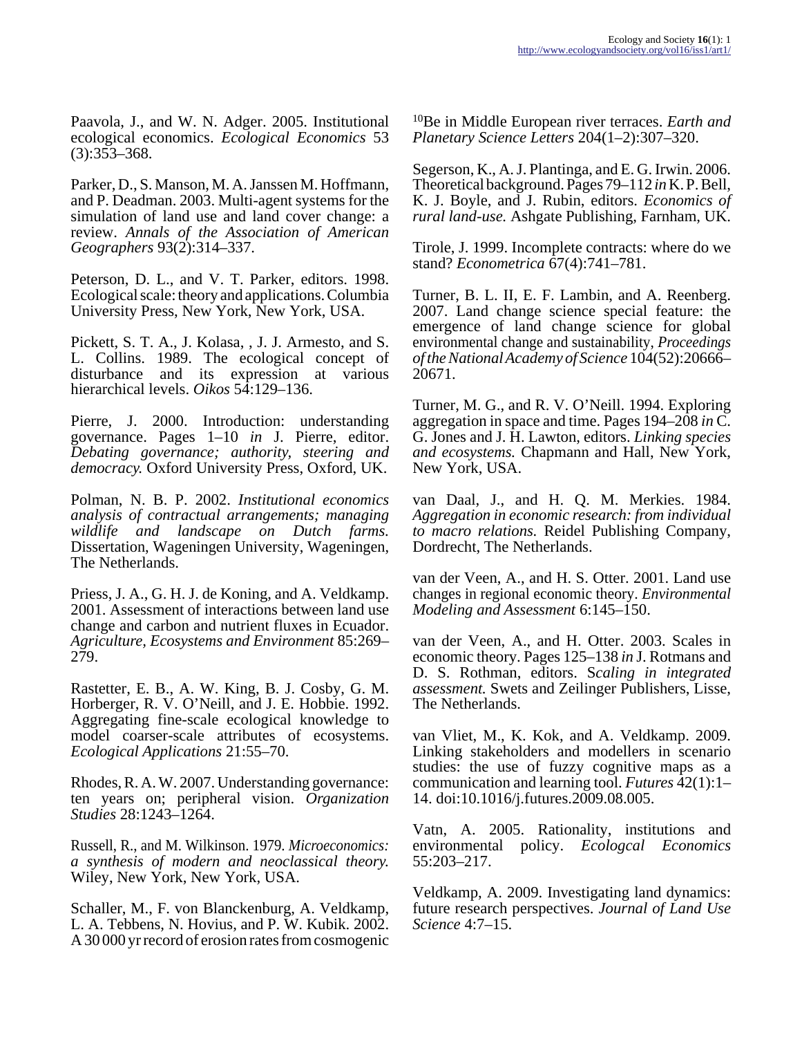Paavola, J., and W. N. Adger. 2005. Institutional ecological economics. *Ecological Economics* 53 (3):353–368.

Parker, D., S. Manson, M. A. Janssen M. Hoffmann, and P. Deadman. 2003. Multi-agent systems for the simulation of land use and land cover change: a review. *Annals of the Association of American Geographers* 93(2):314–337.

Peterson, D. L., and V. T. Parker, editors. 1998. Ecological scale: theory and applications. Columbia University Press, New York, New York, USA.

Pickett, S. T. A., J. Kolasa, , J. J. Armesto, and S. L. Collins. 1989. The ecological concept of disturbance and its expression at various hierarchical levels. *Oikos* 54:129–136.

Pierre, J. 2000. Introduction: understanding governance. Pages 1–10 *in* J. Pierre, editor. *Debating governance; authority, steering and democracy.* Oxford University Press, Oxford, UK.

Polman, N. B. P. 2002. *Institutional economics analysis of contractual arrangements; managing wildlife and landscape on Dutch farms.* Dissertation, Wageningen University, Wageningen, The Netherlands.

Priess, J. A., G. H. J. de Koning, and A. Veldkamp. 2001. Assessment of interactions between land use change and carbon and nutrient fluxes in Ecuador. *Agriculture, Ecosystems and Environment* 85:269–279.

Rastetter, E. B., A. W. King, B. J. Cosby, G. M. Horberger, R. V. O'Neill, and J. E. Hobbie. 1992. Aggregating fine-scale ecological knowledge to model coarser-scale attributes of ecosystems. *Ecological Applications* 21:55–70.

Rhodes, R. A. W. 2007. Understanding governance: ten years on; peripheral vision. *Organization Studies* 28:1243–1264.

Russell, R., and M. Wilkinson. 1979. *Microeconomics: a synthesis of modern and neoclassical theory.* Wiley, New York, New York, USA.

Schaller, M., F. von Blanckenburg, A. Veldkamp, L. A. Tebbens, N. Hovius, and P. W. Kubik. 2002. A 30 000 yr record of erosion rates from cosmogenic $^{10}$Be in Middle European river terraces. *Earth and Planetary Science Letters* 204(1–2):307–320.

Segerson, K., A. J. Plantinga, and E. G. Irwin. 2006. Theoretical background. Pages 79–112 *in* K. P. Bell, K. J. Boyle, and J. Rubin, editors. *Economics of rural land-use.* Ashgate Publishing, Farnham, UK.

Tirole, J. 1999. Incomplete contracts: where do we stand? *Econometrica* 67(4):741–781.

Turner, B. L. II, E. F. Lambin, and A. Reenberg. 2007. Land change science special feature: the emergence of land change science for global environmental change and sustainability, *Proceedings of the National Academy of Science* 104(52):20666–20671.

Turner, M. G., and R. V. O'Neill. 1994. Exploring aggregation in space and time. Pages 194–208 *in* C. G. Jones and J. H. Lawton, editors. *Linking species and ecosystems.* Chapmann and Hall, New York, New York, USA.

van Daal, J., and H. Q. M. Merkies. 1984. *Aggregation in economic research: from individual to macro relations.* Reidel Publishing Company, Dordrecht, The Netherlands.

van der Veen, A., and H. S. Otter. 2001. Land use changes in regional economic theory. *Environmental Modeling and Assessment* 6:145–150.

van der Veen, A., and H. Otter. 2003. Scales in economic theory. Pages 125–138 *in* J. Rotmans and D. S. Rothman, editors. S*caling in integrated assessment.* Swets and Zeilinger Publishers, Lisse, The Netherlands.

van Vliet, M., K. Kok, and A. Veldkamp. 2009. Linking stakeholders and modellers in scenario studies: the use of fuzzy cognitive maps as a communication and learning tool. *Futures* 42(1):1–14. doi:10.1016/j.futures.2009.08.005.

Vatn, A. 2005. Rationality, institutions and environmental policy. *Ecologcal Economics* 55:203–217.

Veldkamp, A. 2009. Investigating land dynamics: future research perspectives. *Journal of Land Use Science* 4:7–15.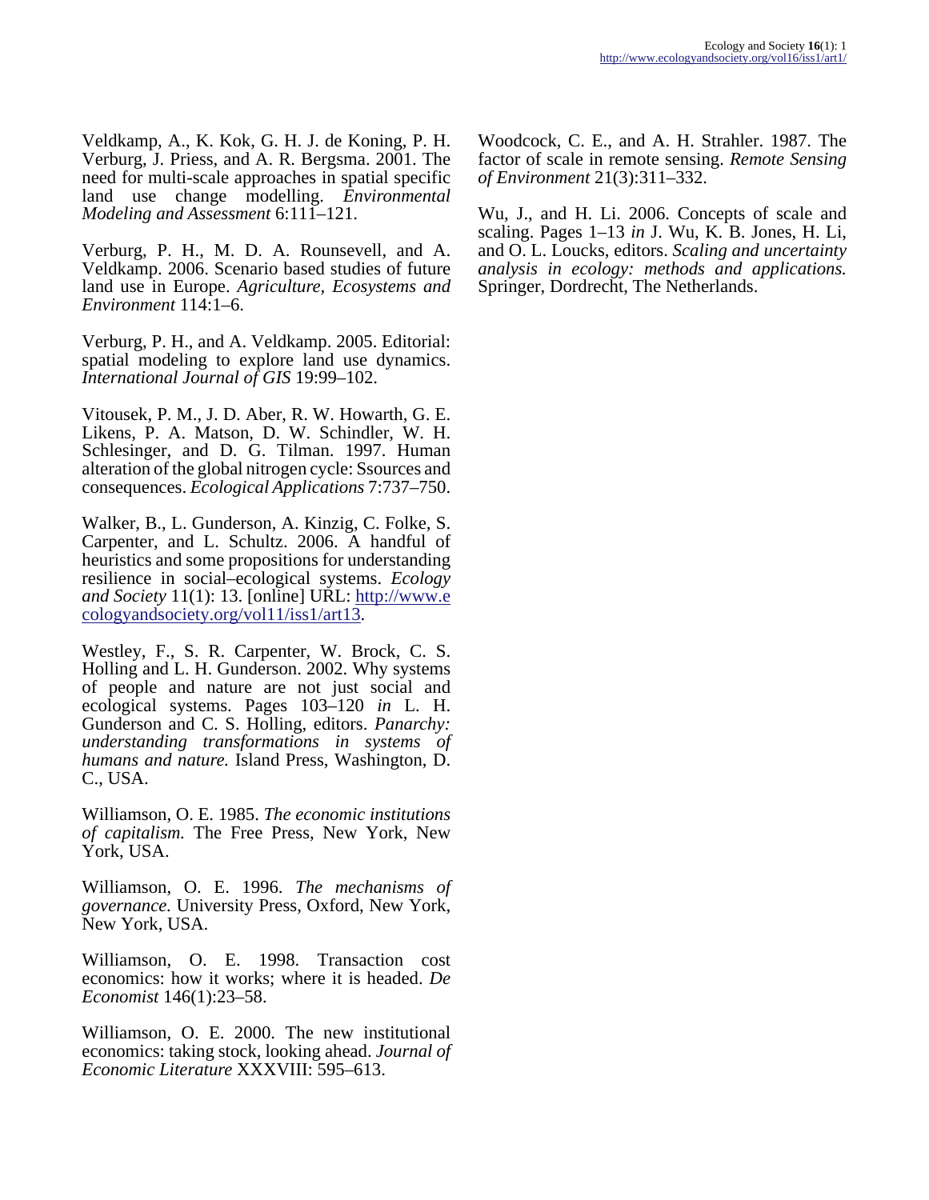Veldkamp, A., K. Kok, G. H. J. de Koning, P. H. Verburg, J. Priess, and A. R. Bergsma. 2001. The need for multi-scale approaches in spatial specific land use change modelling. *Environmental Modeling and Assessment* 6:111–121.

Verburg, P. H., M. D. A. Rounsevell, and A. Veldkamp. 2006. Scenario based studies of future land use in Europe. *Agriculture, Ecosystems and Environment* 114:1–6.

Verburg, P. H., and A. Veldkamp. 2005. Editorial: spatial modeling to explore land use dynamics. *International Journal of GIS* 19:99–102.

Vitousek, P. M., J. D. Aber, R. W. Howarth, G. E. Likens, P. A. Matson, D. W. Schindler, W. H. Schlesinger, and D. G. Tilman. 1997. Human alteration of the global nitrogen cycle: Ssources and consequences. *Ecological Applications* 7:737–750.

Walker, B., L. Gunderson, A. Kinzig, C. Folke, S. Carpenter, and L. Schultz. 2006. A handful of heuristics and some propositions for understanding resilience in social–ecological systems. *Ecology and Society* 11(1): 13. [online] URL: http://www.ecologyandsociety.org/vol11/iss1/art13.

Westley, F., S. R. Carpenter, W. Brock, C. S. Holling and L. H. Gunderson. 2002. Why systems of people and nature are not just social and ecological systems. Pages 103–120 *in* L. H. Gunderson and C. S. Holling, editors. *Panarchy: understanding transformations in systems of humans and nature.* Island Press, Washington, D. C., USA.

Williamson, O. E. 1985. *The economic institutions of capitalism.* The Free Press, New York, New York, USA.

Williamson, O. E. 1996. *The mechanisms of governance.* University Press, Oxford, New York, New York, USA.

Williamson, O. E. 1998. Transaction cost economics: how it works; where it is headed. *De Economist* 146(1):23–58.

Williamson, O. E. 2000. The new institutional economics: taking stock, looking ahead. *Journal of Economic Literature* XXXVIII: 595–613.

Woodcock, C. E., and A. H. Strahler. 1987. The factor of scale in remote sensing. *Remote Sensing of Environment* 21(3):311–332.

Wu, J., and H. Li. 2006. Concepts of scale and scaling. Pages 1–13 *in* J. Wu, K. B. Jones, H. Li, and O. L. Loucks, editors. *Scaling and uncertainty analysis in ecology: methods and applications.* Springer, Dordrecht, The Netherlands.